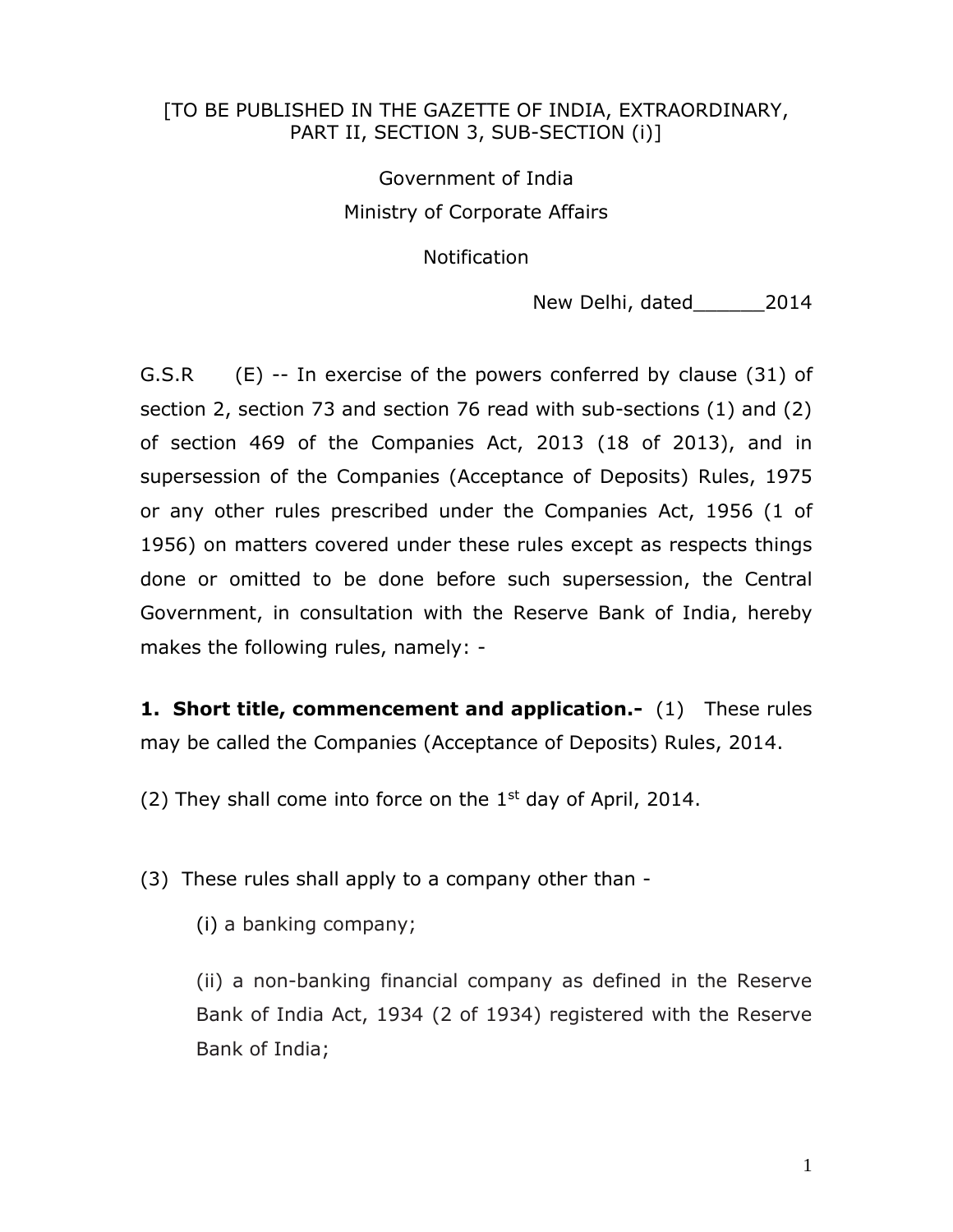[TO BE PUBLISHED IN THE GAZETTE OF INDIA, EXTRAORDINARY, PART II, SECTION 3, SUB-SECTION (i)]

Government of India

Ministry of Corporate Affairs

Notification

New Delhi, dated______2014

G.S.R (E) -- In exercise of the powers conferred by clause (31) of section 2, section 73 and section 76 read with sub-sections (1) and (2) of section 469 of the Companies Act, 2013 (18 of 2013), and in supersession of the Companies (Acceptance of Deposits) Rules, 1975 or any other rules prescribed under the Companies Act, 1956 (1 of 1956) on matters covered under these rules except as respects things done or omitted to be done before such supersession, the Central Government, in consultation with the Reserve Bank of India, hereby makes the following rules, namely: -

**1. Short title, commencement and application.-** (1) These rules may be called the Companies (Acceptance of Deposits) Rules, 2014.

(2) They shall come into force on the 1st day of April, 2014.

(3) These rules shall apply to a company other than -

(i) a banking company;

(ii) a non-banking financial company as defined in the Reserve Bank of India Act, 1934 (2 of 1934) registered with the Reserve Bank of India;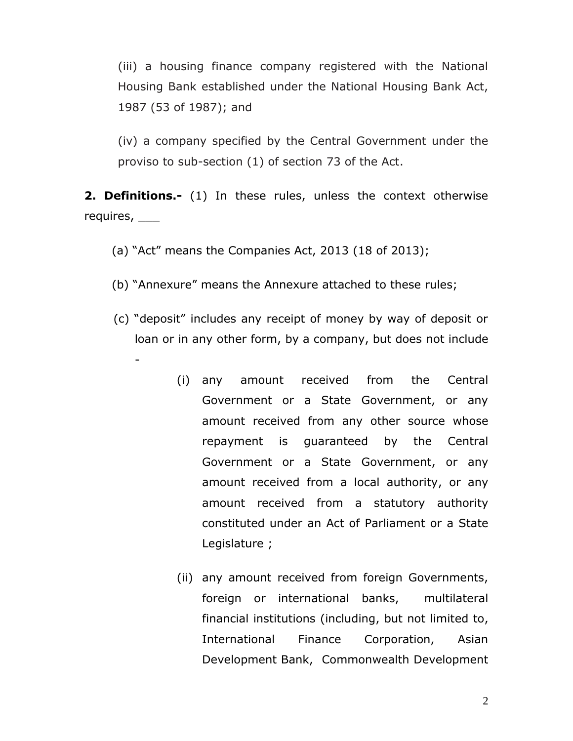(iii) a housing finance company registered with the National Housing Bank established under the National Housing Bank Act, 1987 (53 of 1987); and

(iv) a company specified by the Central Government under the proviso to sub-section (1) of section 73 of the Act.

**2. Definitions.-** (1) In these rules, unless the context otherwise requires, ___

(a) "Act" means the Companies Act, 2013 (18 of 2013);

(b) "Annexure" means the Annexure attached to these rules;

(c) "deposit" includes any receipt of money by way of deposit or loan or in any other form, by a company, but does not include -

(i) any amount received from the Central Government or a State Government, or any amount received from any other source whose repayment is guaranteed by the Central Government or a State Government, or any amount received from a local authority, or any amount received from a statutory authority constituted under an Act of Parliament or a State Legislature ;

(ii) any amount received from foreign Governments, foreign or international banks, multilateral financial institutions (including, but not limited to, International Finance Corporation, Asian Development Bank, Commonwealth Development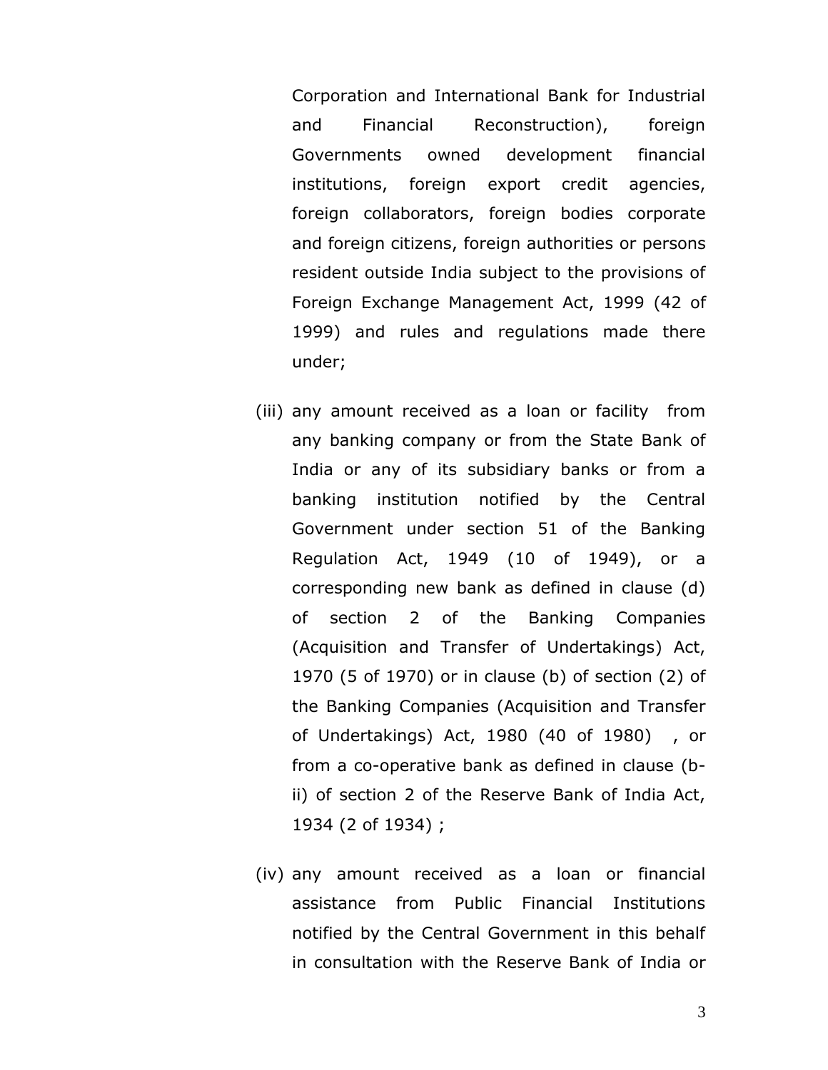Corporation and International Bank for Industrial and Financial Reconstruction), foreign Governments owned development financial institutions, foreign export credit agencies, foreign collaborators, foreign bodies corporate and foreign citizens, foreign authorities or persons resident outside India subject to the provisions of Foreign Exchange Management Act, 1999 (42 of 1999) and rules and regulations made there under;

(iii) any amount received as a loan or facility from any banking company or from the State Bank of India or any of its subsidiary banks or from a banking institution notified by the Central Government under section 51 of the Banking Regulation Act, 1949 (10 of 1949), or a corresponding new bank as defined in clause (d) of section 2 of the Banking Companies (Acquisition and Transfer of Undertakings) Act, 1970 (5 of 1970) or in clause (b) of section (2) of the Banking Companies (Acquisition and Transfer of Undertakings) Act, 1980 (40 of 1980) , or from a co-operative bank as defined in clause (b-ii) of section 2 of the Reserve Bank of India Act, 1934 (2 of 1934) ;

(iv) any amount received as a loan or financial assistance from Public Financial Institutions notified by the Central Government in this behalf in consultation with the Reserve Bank of India or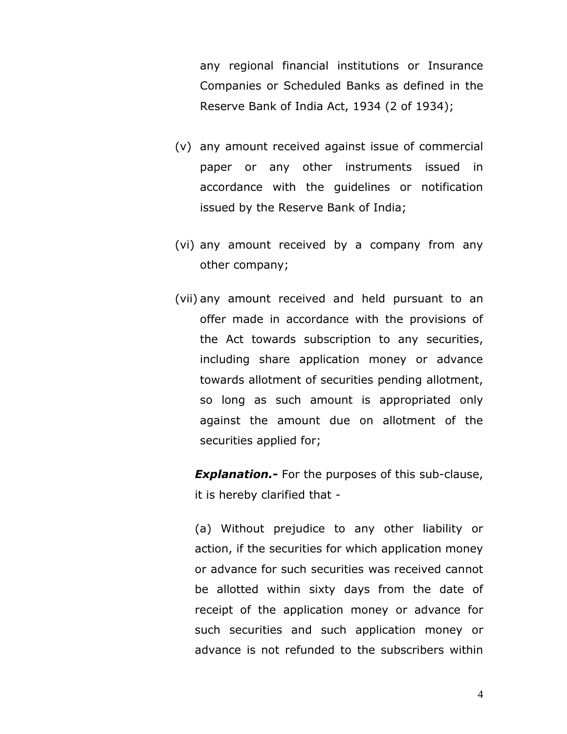any regional financial institutions or Insurance Companies or Scheduled Banks as defined in the Reserve Bank of India Act, 1934 (2 of 1934);

(v) any amount received against issue of commercial paper or any other instruments issued in accordance with the guidelines or notification issued by the Reserve Bank of India;

(vi) any amount received by a company from any other company;

(vii) any amount received and held pursuant to an offer made in accordance with the provisions of the Act towards subscription to any securities, including share application money or advance towards allotment of securities pending allotment, so long as such amount is appropriated only against the amount due on allotment of the securities applied for;

***Explanation.-*** For the purposes of this sub-clause, it is hereby clarified that -

(a) Without prejudice to any other liability or action, if the securities for which application money or advance for such securities was received cannot be allotted within sixty days from the date of receipt of the application money or advance for such securities and such application money or advance is not refunded to the subscribers within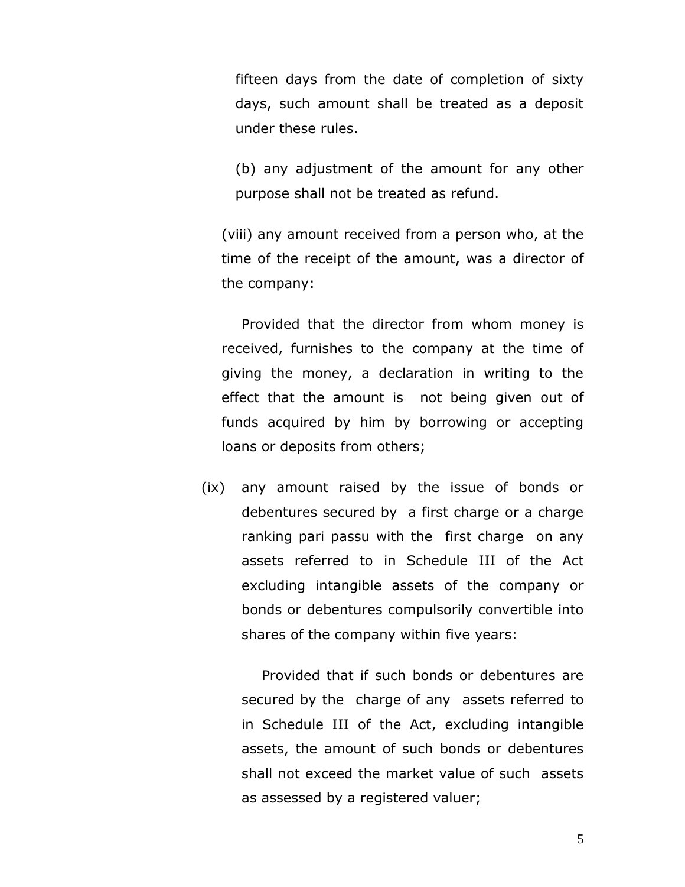fifteen days from the date of completion of sixty days, such amount shall be treated as a deposit under these rules.

(b) any adjustment of the amount for any other purpose shall not be treated as refund.

(viii) any amount received from a person who, at the time of the receipt of the amount, was a director of the company:

Provided that the director from whom money is received, furnishes to the company at the time of giving the money, a declaration in writing to the effect that the amount is not being given out of funds acquired by him by borrowing or accepting loans or deposits from others;

(ix) any amount raised by the issue of bonds or debentures secured by a first charge or a charge ranking pari passu with the first charge on any assets referred to in Schedule III of the Act excluding intangible assets of the company or bonds or debentures compulsorily convertible into shares of the company within five years:

Provided that if such bonds or debentures are secured by the charge of any assets referred to in Schedule III of the Act, excluding intangible assets, the amount of such bonds or debentures shall not exceed the market value of such assets as assessed by a registered valuer;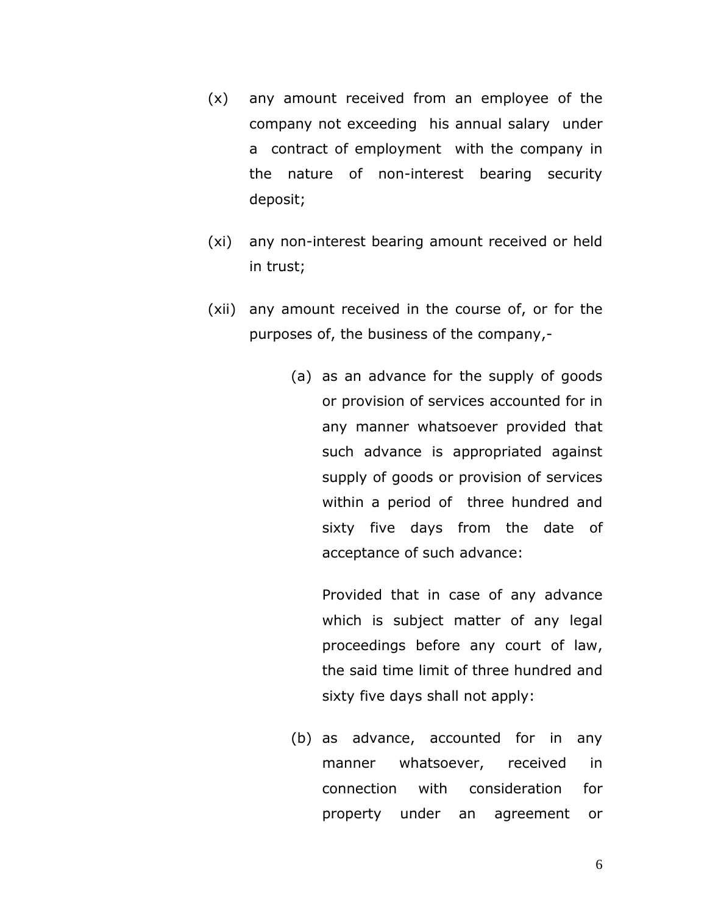(x) any amount received from an employee of the company not exceeding his annual salary under a contract of employment with the company in the nature of non-interest bearing security deposit;

(xi) any non-interest bearing amount received or held in trust;

(xii) any amount received in the course of, or for the purposes of, the business of the company,-

> (a) as an advance for the supply of goods or provision of services accounted for in any manner whatsoever provided that such advance is appropriated against supply of goods or provision of services within a period of three hundred and sixty five days from the date of acceptance of such advance:
>
> Provided that in case of any advance which is subject matter of any legal proceedings before any court of law, the said time limit of three hundred and sixty five days shall not apply:
>
> (b) as advance, accounted for in any manner whatsoever, received in connection with consideration for property under an agreement or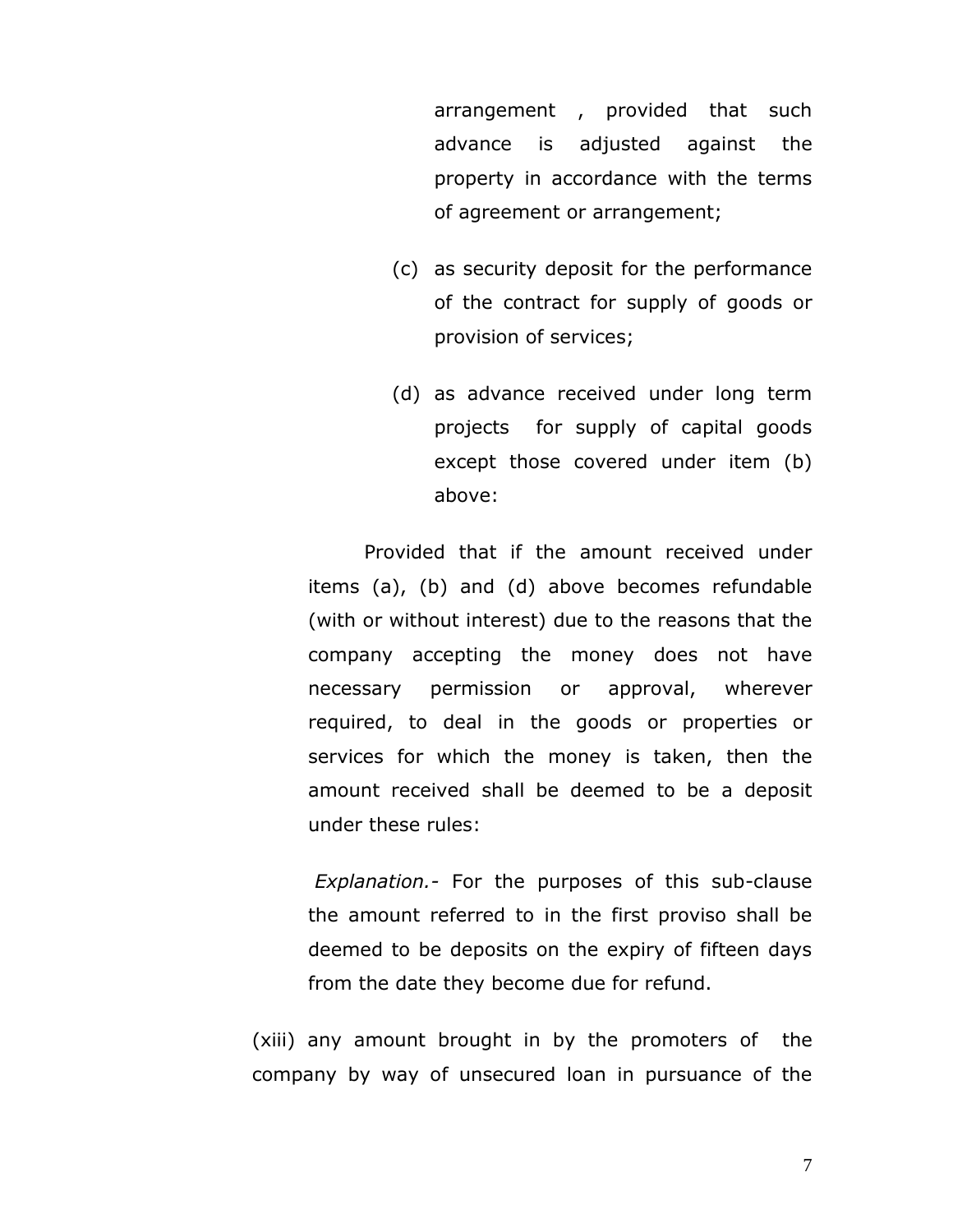arrangement , provided that such advance is adjusted against the property in accordance with the terms of agreement or arrangement;

(c) as security deposit for the performance of the contract for supply of goods or provision of services;

(d) as advance received under long term projects for supply of capital goods except those covered under item (b) above:

Provided that if the amount received under items (a), (b) and (d) above becomes refundable (with or without interest) due to the reasons that the company accepting the money does not have necessary permission or approval, wherever required, to deal in the goods or properties or services for which the money is taken, then the amount received shall be deemed to be a deposit under these rules:

*Explanation.*- For the purposes of this sub-clause the amount referred to in the first proviso shall be deemed to be deposits on the expiry of fifteen days from the date they become due for refund.

(xiii) any amount brought in by the promoters of the company by way of unsecured loan in pursuance of the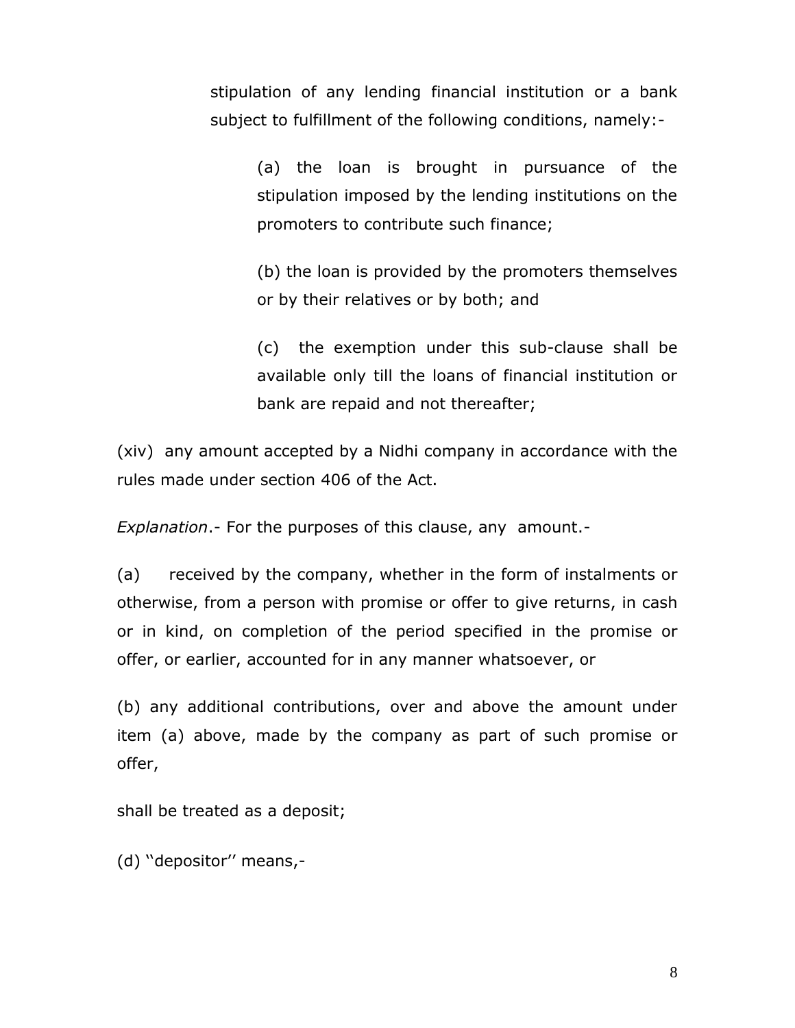stipulation of any lending financial institution or a bank subject to fulfillment of the following conditions, namely:-

(a) the loan is brought in pursuance of the stipulation imposed by the lending institutions on the promoters to contribute such finance;

(b) the loan is provided by the promoters themselves or by their relatives or by both; and

(c) the exemption under this sub-clause shall be available only till the loans of financial institution or bank are repaid and not thereafter;

(xiv) any amount accepted by a Nidhi company in accordance with the rules made under section 406 of the Act.

*Explanation*.- For the purposes of this clause, any amount.-

(a) received by the company, whether in the form of instalments or otherwise, from a person with promise or offer to give returns, in cash or in kind, on completion of the period specified in the promise or offer, or earlier, accounted for in any manner whatsoever, or

(b) any additional contributions, over and above the amount under item (a) above, made by the company as part of such promise or offer,

shall be treated as a deposit;

(d) ''depositor'' means,-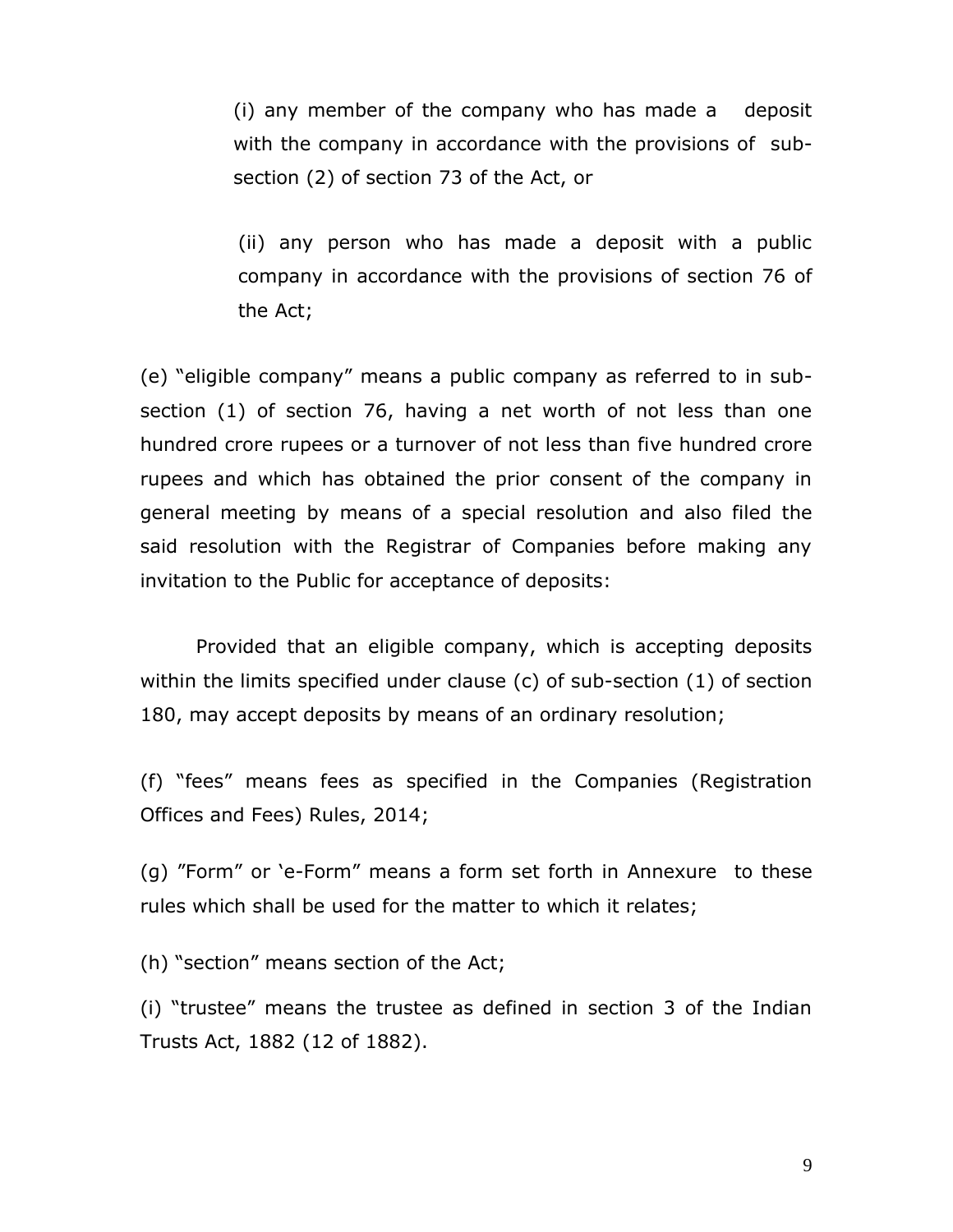(i) any member of the company who has made a deposit with the company in accordance with the provisions of sub-section (2) of section 73 of the Act, or

(ii) any person who has made a deposit with a public company in accordance with the provisions of section 76 of the Act;

(e) "eligible company" means a public company as referred to in sub-section (1) of section 76, having a net worth of not less than one hundred crore rupees or a turnover of not less than five hundred crore rupees and which has obtained the prior consent of the company in general meeting by means of a special resolution and also filed the said resolution with the Registrar of Companies before making any invitation to the Public for acceptance of deposits:

Provided that an eligible company, which is accepting deposits within the limits specified under clause (c) of sub-section (1) of section 180, may accept deposits by means of an ordinary resolution;

(f) "fees" means fees as specified in the Companies (Registration Offices and Fees) Rules, 2014;

(g) "Form" or 'e-Form" means a form set forth in Annexure to these rules which shall be used for the matter to which it relates;

(h) "section" means section of the Act;

(i) "trustee" means the trustee as defined in section 3 of the Indian Trusts Act, 1882 (12 of 1882).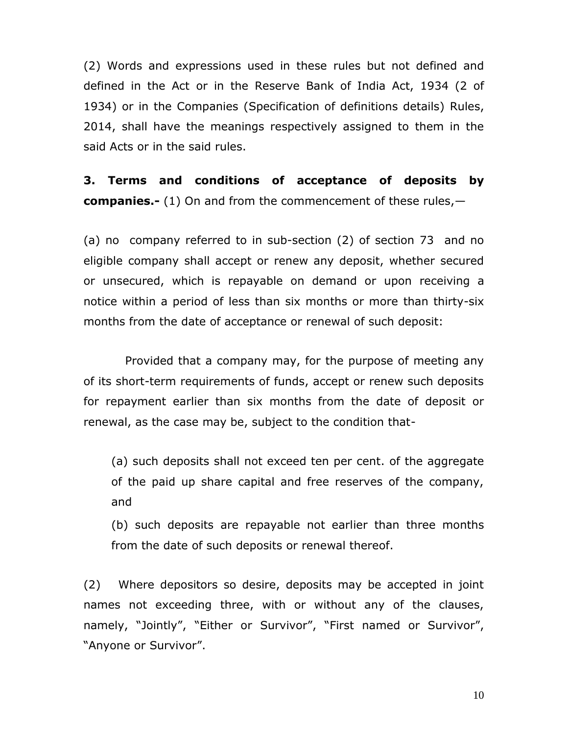(2) Words and expressions used in these rules but not defined and defined in the Act or in the Reserve Bank of India Act, 1934 (2 of 1934) or in the Companies (Specification of definitions details) Rules, 2014, shall have the meanings respectively assigned to them in the said Acts or in the said rules.

**3. Terms and conditions of acceptance of deposits by companies.-** (1) On and from the commencement of these rules,—

(a) no company referred to in sub-section (2) of section 73 and no eligible company shall accept or renew any deposit, whether secured or unsecured, which is repayable on demand or upon receiving a notice within a period of less than six months or more than thirty-six months from the date of acceptance or renewal of such deposit:

Provided that a company may, for the purpose of meeting any of its short-term requirements of funds, accept or renew such deposits for repayment earlier than six months from the date of deposit or renewal, as the case may be, subject to the condition that-

(a) such deposits shall not exceed ten per cent. of the aggregate of the paid up share capital and free reserves of the company, and

(b) such deposits are repayable not earlier than three months from the date of such deposits or renewal thereof.

(2) Where depositors so desire, deposits may be accepted in joint names not exceeding three, with or without any of the clauses, namely, "Jointly", "Either or Survivor", "First named or Survivor", "Anyone or Survivor".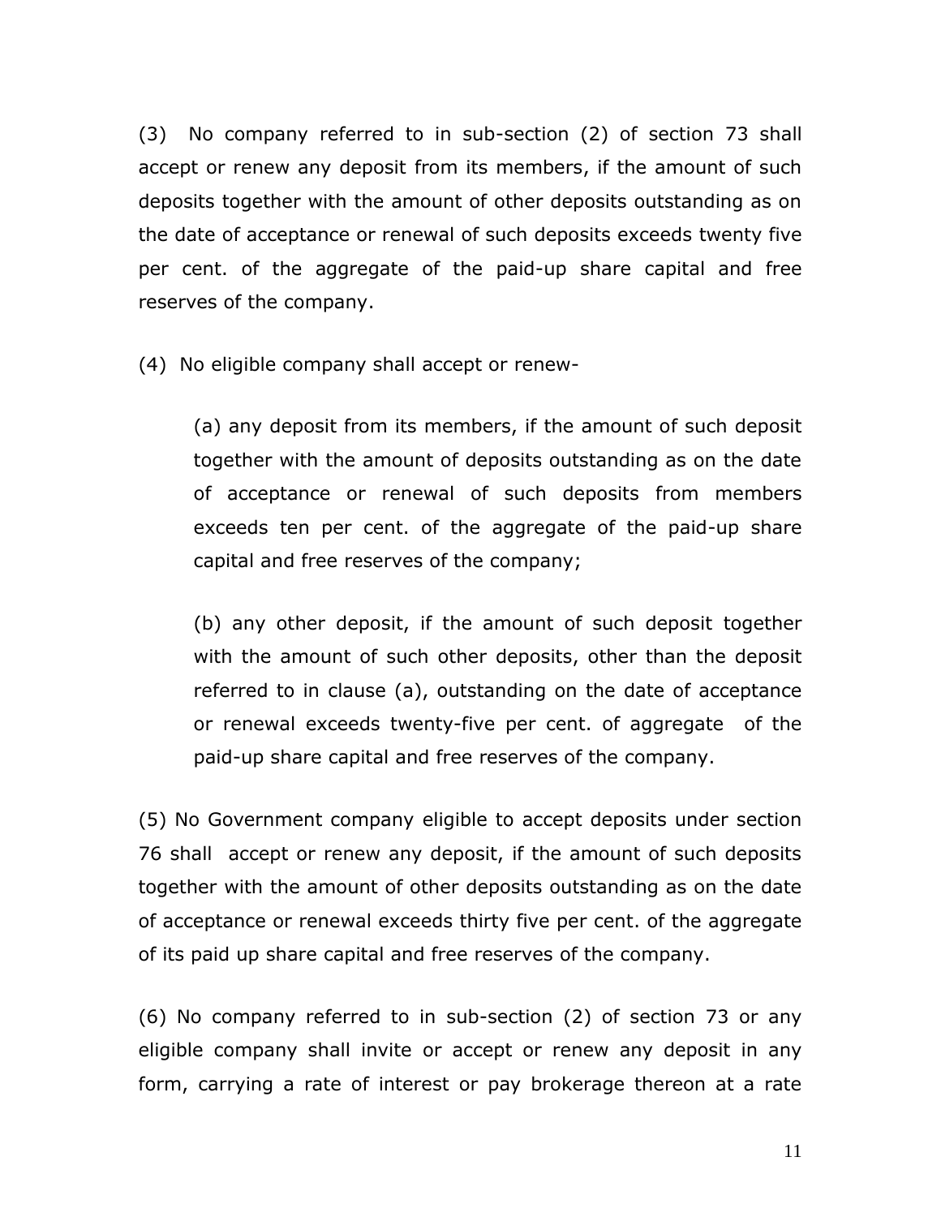(3) No company referred to in sub-section (2) of section 73 shall accept or renew any deposit from its members, if the amount of such deposits together with the amount of other deposits outstanding as on the date of acceptance or renewal of such deposits exceeds twenty five per cent. of the aggregate of the paid-up share capital and free reserves of the company.

(4) No eligible company shall accept or renew-

(a) any deposit from its members, if the amount of such deposit together with the amount of deposits outstanding as on the date of acceptance or renewal of such deposits from members exceeds ten per cent. of the aggregate of the paid-up share capital and free reserves of the company;

(b) any other deposit, if the amount of such deposit together with the amount of such other deposits, other than the deposit referred to in clause (a), outstanding on the date of acceptance or renewal exceeds twenty-five per cent. of aggregate of the paid-up share capital and free reserves of the company.

(5) No Government company eligible to accept deposits under section 76 shall accept or renew any deposit, if the amount of such deposits together with the amount of other deposits outstanding as on the date of acceptance or renewal exceeds thirty five per cent. of the aggregate of its paid up share capital and free reserves of the company.

(6) No company referred to in sub-section (2) of section 73 or any eligible company shall invite or accept or renew any deposit in any form, carrying a rate of interest or pay brokerage thereon at a rate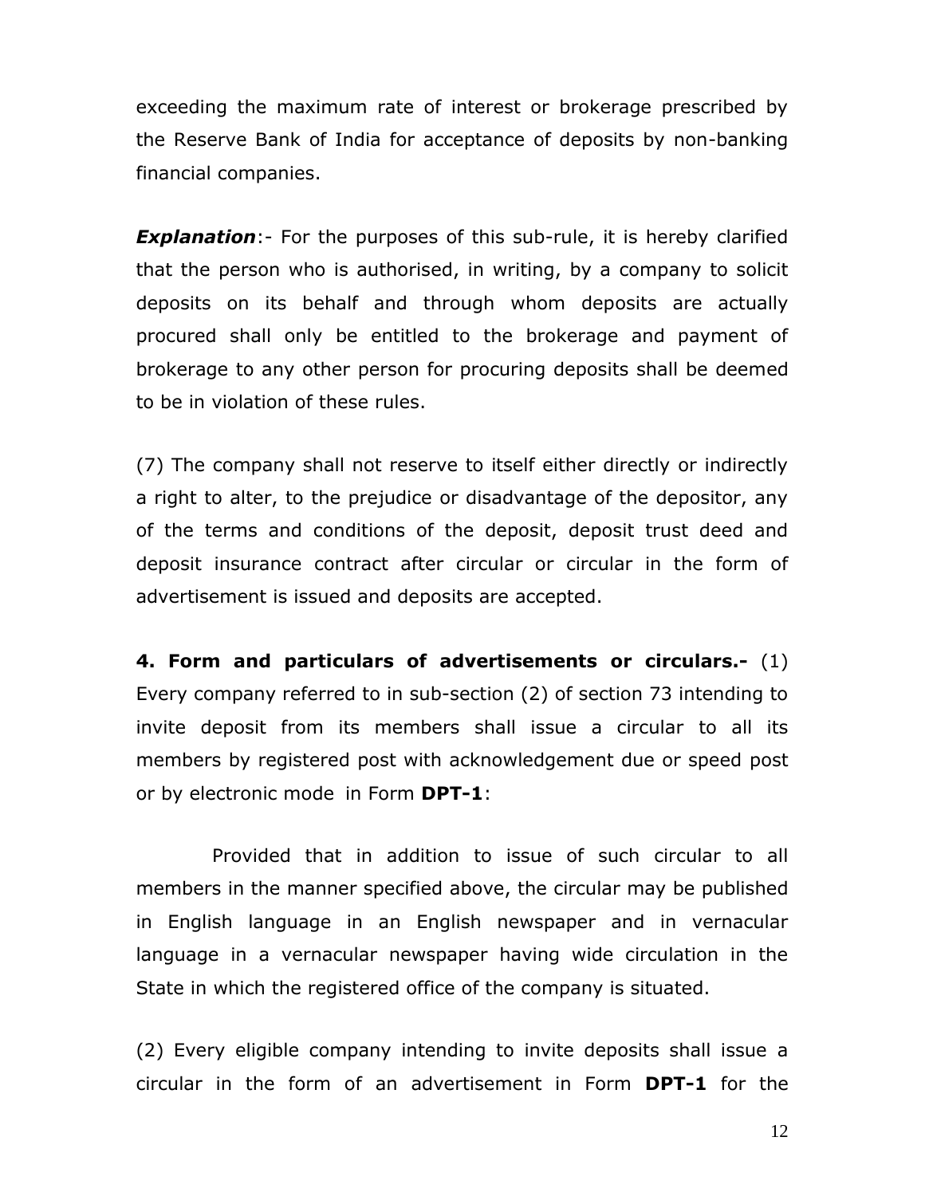exceeding the maximum rate of interest or brokerage prescribed by the Reserve Bank of India for acceptance of deposits by non-banking financial companies.

***Explanation***:- For the purposes of this sub-rule, it is hereby clarified that the person who is authorised, in writing, by a company to solicit deposits on its behalf and through whom deposits are actually procured shall only be entitled to the brokerage and payment of brokerage to any other person for procuring deposits shall be deemed to be in violation of these rules.

(7) The company shall not reserve to itself either directly or indirectly a right to alter, to the prejudice or disadvantage of the depositor, any of the terms and conditions of the deposit, deposit trust deed and deposit insurance contract after circular or circular in the form of advertisement is issued and deposits are accepted.

**4. Form and particulars of advertisements or circulars.-** (1) Every company referred to in sub-section (2) of section 73 intending to invite deposit from its members shall issue a circular to all its members by registered post with acknowledgement due or speed post or by electronic mode in Form **DPT-1**:

Provided that in addition to issue of such circular to all members in the manner specified above, the circular may be published in English language in an English newspaper and in vernacular language in a vernacular newspaper having wide circulation in the State in which the registered office of the company is situated.

(2) Every eligible company intending to invite deposits shall issue a circular in the form of an advertisement in Form **DPT-1** for the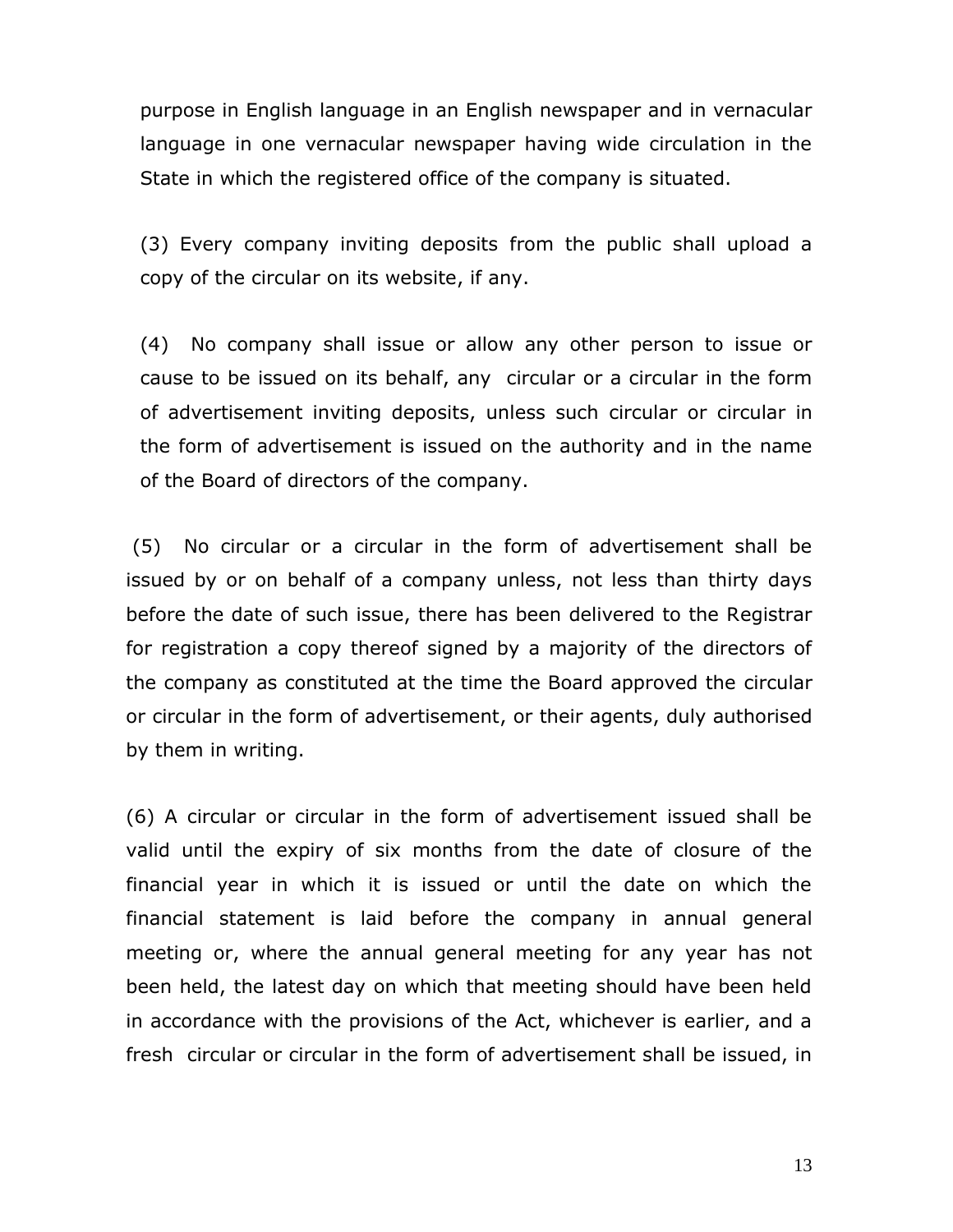purpose in English language in an English newspaper and in vernacular language in one vernacular newspaper having wide circulation in the State in which the registered office of the company is situated.

(3) Every company inviting deposits from the public shall upload a copy of the circular on its website, if any.

(4) No company shall issue or allow any other person to issue or cause to be issued on its behalf, any circular or a circular in the form of advertisement inviting deposits, unless such circular or circular in the form of advertisement is issued on the authority and in the name of the Board of directors of the company.

(5) No circular or a circular in the form of advertisement shall be issued by or on behalf of a company unless, not less than thirty days before the date of such issue, there has been delivered to the Registrar for registration a copy thereof signed by a majority of the directors of the company as constituted at the time the Board approved the circular or circular in the form of advertisement, or their agents, duly authorised by them in writing.

(6) A circular or circular in the form of advertisement issued shall be valid until the expiry of six months from the date of closure of the financial year in which it is issued or until the date on which the financial statement is laid before the company in annual general meeting or, where the annual general meeting for any year has not been held, the latest day on which that meeting should have been held in accordance with the provisions of the Act, whichever is earlier, and a fresh circular or circular in the form of advertisement shall be issued, in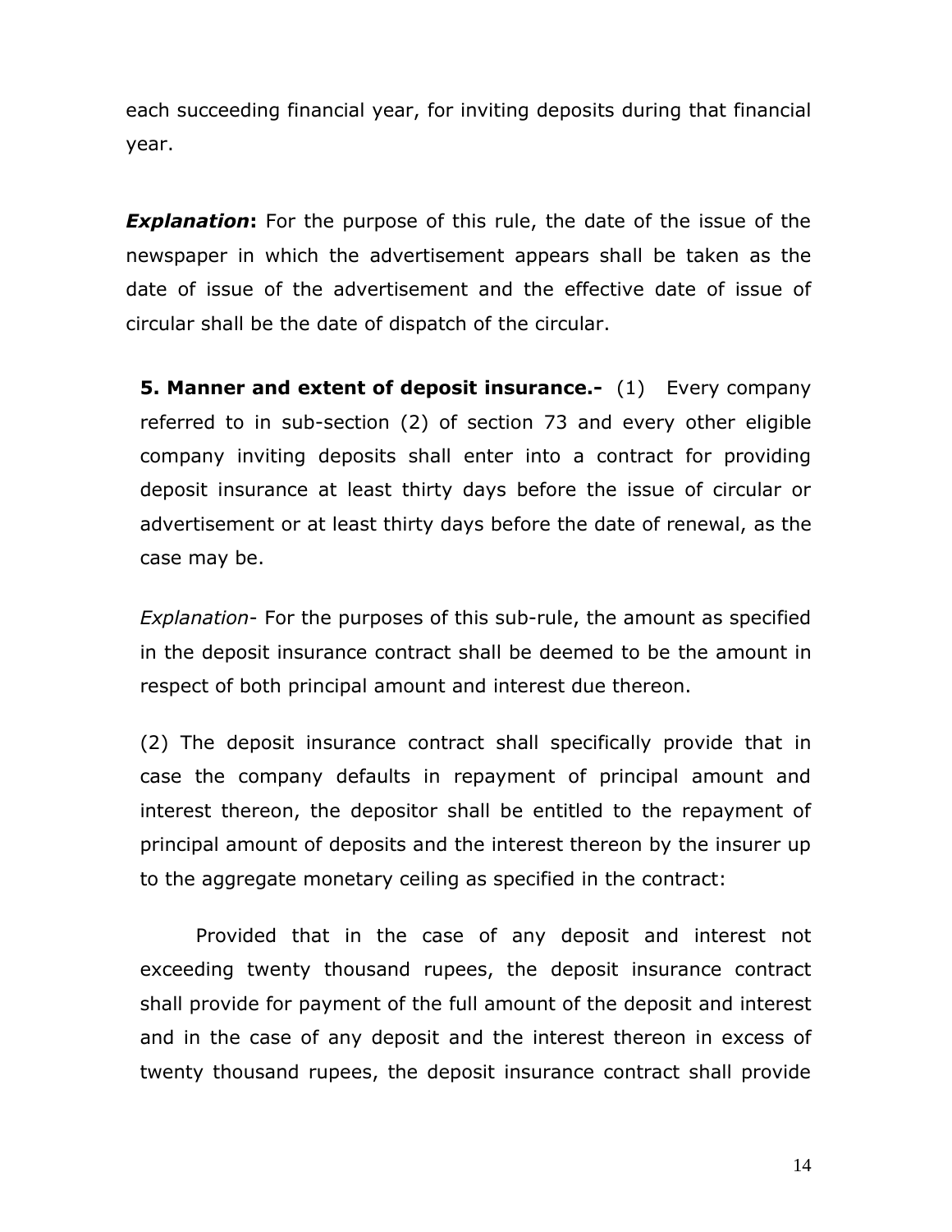each succeeding financial year, for inviting deposits during that financial year.

***Explanation*:** For the purpose of this rule, the date of the issue of the newspaper in which the advertisement appears shall be taken as the date of issue of the advertisement and the effective date of issue of circular shall be the date of dispatch of the circular.

**5. Manner and extent of deposit insurance.-** (1) Every company referred to in sub-section (2) of section 73 and every other eligible company inviting deposits shall enter into a contract for providing deposit insurance at least thirty days before the issue of circular or advertisement or at least thirty days before the date of renewal, as the case may be.

*Explanation*- For the purposes of this sub-rule, the amount as specified in the deposit insurance contract shall be deemed to be the amount in respect of both principal amount and interest due thereon.

(2) The deposit insurance contract shall specifically provide that in case the company defaults in repayment of principal amount and interest thereon, the depositor shall be entitled to the repayment of principal amount of deposits and the interest thereon by the insurer up to the aggregate monetary ceiling as specified in the contract:

Provided that in the case of any deposit and interest not exceeding twenty thousand rupees, the deposit insurance contract shall provide for payment of the full amount of the deposit and interest and in the case of any deposit and the interest thereon in excess of twenty thousand rupees, the deposit insurance contract shall provide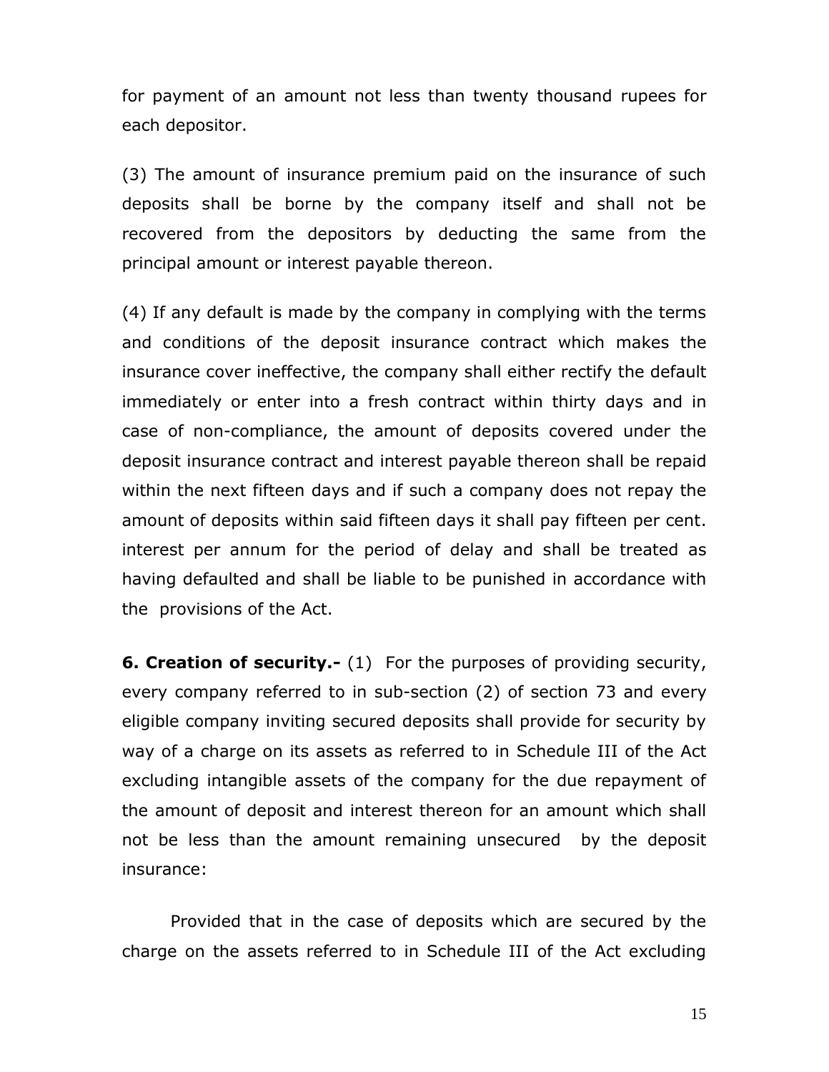for payment of an amount not less than twenty thousand rupees for each depositor.

(3) The amount of insurance premium paid on the insurance of such deposits shall be borne by the company itself and shall not be recovered from the depositors by deducting the same from the principal amount or interest payable thereon.

(4) If any default is made by the company in complying with the terms and conditions of the deposit insurance contract which makes the insurance cover ineffective, the company shall either rectify the default immediately or enter into a fresh contract within thirty days and in case of non-compliance, the amount of deposits covered under the deposit insurance contract and interest payable thereon shall be repaid within the next fifteen days and if such a company does not repay the amount of deposits within said fifteen days it shall pay fifteen per cent. interest per annum for the period of delay and shall be treated as having defaulted and shall be liable to be punished in accordance with the provisions of the Act.

**6. Creation of security.-** (1) For the purposes of providing security, every company referred to in sub-section (2) of section 73 and every eligible company inviting secured deposits shall provide for security by way of a charge on its assets as referred to in Schedule III of the Act excluding intangible assets of the company for the due repayment of the amount of deposit and interest thereon for an amount which shall not be less than the amount remaining unsecured by the deposit insurance:

Provided that in the case of deposits which are secured by the charge on the assets referred to in Schedule III of the Act excluding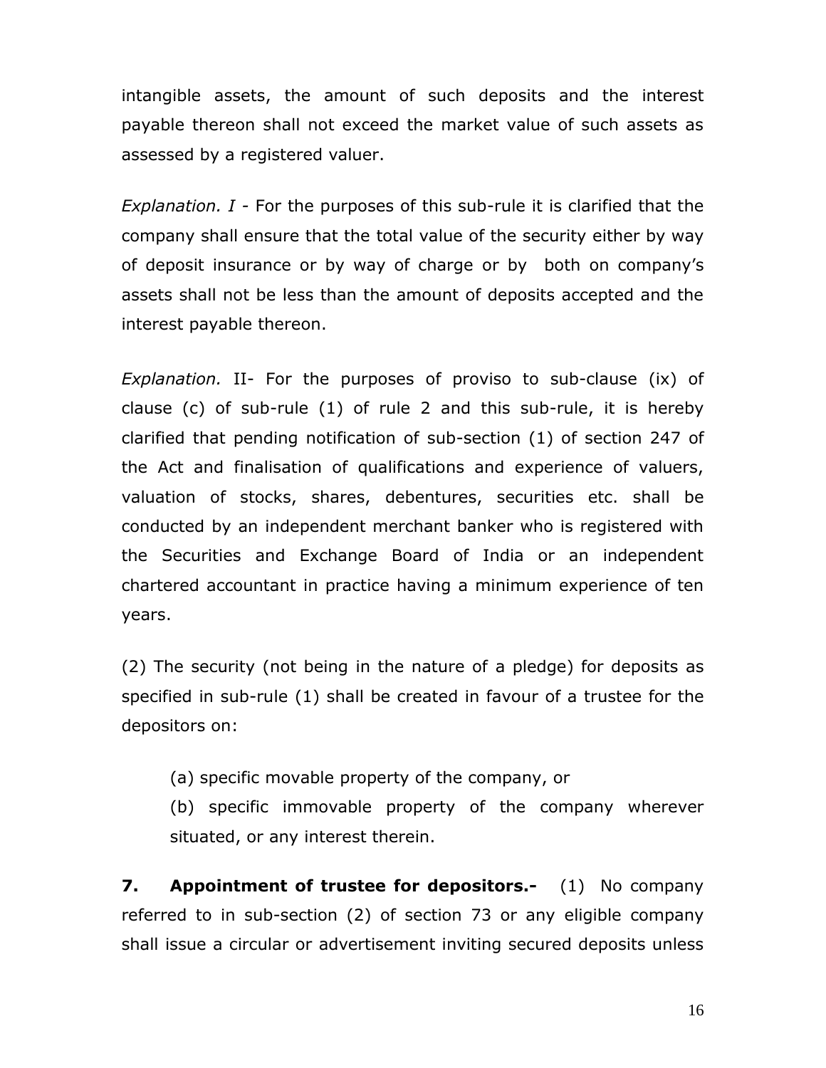intangible assets, the amount of such deposits and the interest payable thereon shall not exceed the market value of such assets as assessed by a registered valuer.

*Explanation. I* - For the purposes of this sub-rule it is clarified that the company shall ensure that the total value of the security either by way of deposit insurance or by way of charge or by both on company's assets shall not be less than the amount of deposits accepted and the interest payable thereon.

*Explanation.* II- For the purposes of proviso to sub-clause (ix) of clause (c) of sub-rule (1) of rule 2 and this sub-rule, it is hereby clarified that pending notification of sub-section (1) of section 247 of the Act and finalisation of qualifications and experience of valuers, valuation of stocks, shares, debentures, securities etc. shall be conducted by an independent merchant banker who is registered with the Securities and Exchange Board of India or an independent chartered accountant in practice having a minimum experience of ten years.

(2) The security (not being in the nature of a pledge) for deposits as specified in sub-rule (1) shall be created in favour of a trustee for the depositors on:

(a) specific movable property of the company, or

(b) specific immovable property of the company wherever situated, or any interest therein.

**7. Appointment of trustee for depositors.-** (1) No company referred to in sub-section (2) of section 73 or any eligible company shall issue a circular or advertisement inviting secured deposits unless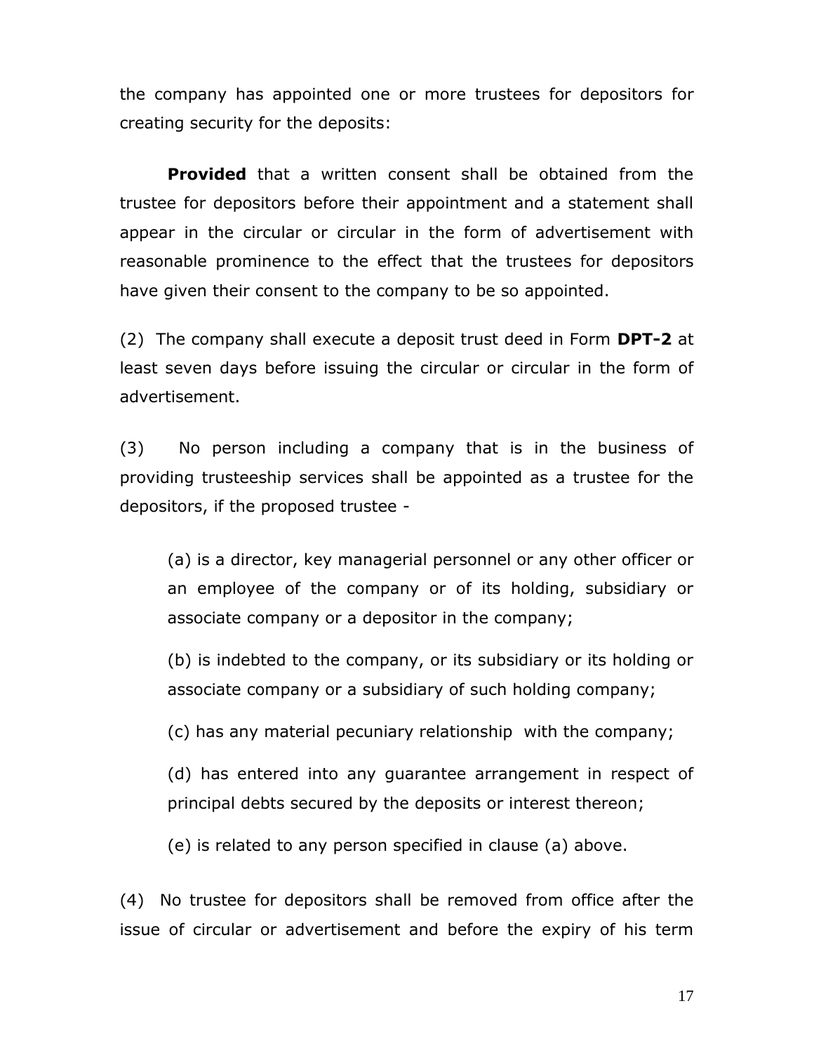the company has appointed one or more trustees for depositors for creating security for the deposits:

**Provided** that a written consent shall be obtained from the trustee for depositors before their appointment and a statement shall appear in the circular or circular in the form of advertisement with reasonable prominence to the effect that the trustees for depositors have given their consent to the company to be so appointed.

(2) The company shall execute a deposit trust deed in Form **DPT-2** at least seven days before issuing the circular or circular in the form of advertisement.

(3) No person including a company that is in the business of providing trusteeship services shall be appointed as a trustee for the depositors, if the proposed trustee -

(a) is a director, key managerial personnel or any other officer or an employee of the company or of its holding, subsidiary or associate company or a depositor in the company;

(b) is indebted to the company, or its subsidiary or its holding or associate company or a subsidiary of such holding company;

(c) has any material pecuniary relationship with the company;

(d) has entered into any guarantee arrangement in respect of principal debts secured by the deposits or interest thereon;

(e) is related to any person specified in clause (a) above.

(4) No trustee for depositors shall be removed from office after the issue of circular or advertisement and before the expiry of his term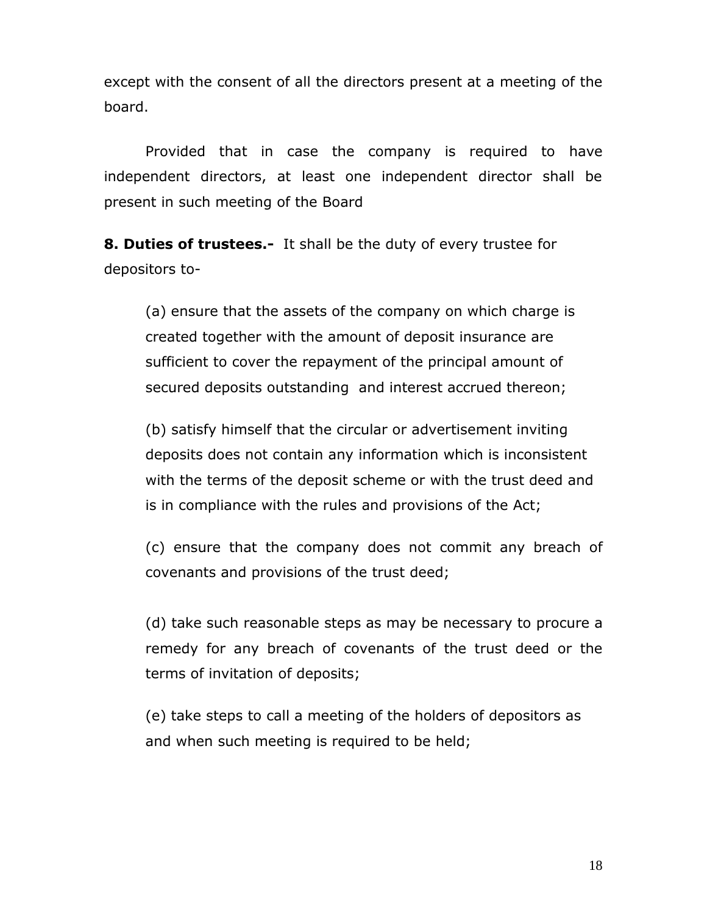except with the consent of all the directors present at a meeting of the board.

Provided that in case the company is required to have independent directors, at least one independent director shall be present in such meeting of the Board

**8. Duties of trustees.-** It shall be the duty of every trustee for depositors to-

(a) ensure that the assets of the company on which charge is created together with the amount of deposit insurance are sufficient to cover the repayment of the principal amount of secured deposits outstanding and interest accrued thereon;

(b) satisfy himself that the circular or advertisement inviting deposits does not contain any information which is inconsistent with the terms of the deposit scheme or with the trust deed and is in compliance with the rules and provisions of the Act;

(c) ensure that the company does not commit any breach of covenants and provisions of the trust deed;

(d) take such reasonable steps as may be necessary to procure a remedy for any breach of covenants of the trust deed or the terms of invitation of deposits;

(e) take steps to call a meeting of the holders of depositors as and when such meeting is required to be held;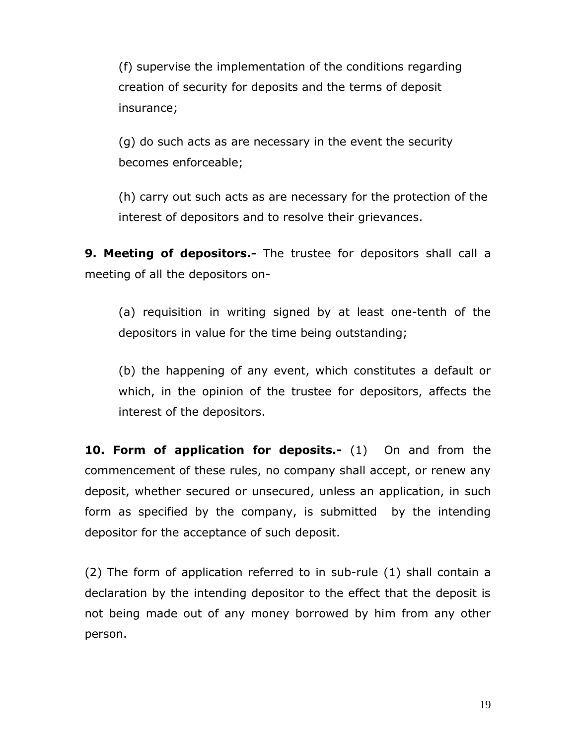(f) supervise the implementation of the conditions regarding creation of security for deposits and the terms of deposit insurance;

(g) do such acts as are necessary in the event the security becomes enforceable;

(h) carry out such acts as are necessary for the protection of the interest of depositors and to resolve their grievances.

**9. Meeting of depositors.-** The trustee for depositors shall call a meeting of all the depositors on-

(a) requisition in writing signed by at least one-tenth of the depositors in value for the time being outstanding;

(b) the happening of any event, which constitutes a default or which, in the opinion of the trustee for depositors, affects the interest of the depositors.

**10. Form of application for deposits.-** (1) On and from the commencement of these rules, no company shall accept, or renew any deposit, whether secured or unsecured, unless an application, in such form as specified by the company, is submitted by the intending depositor for the acceptance of such deposit.

(2) The form of application referred to in sub-rule (1) shall contain a declaration by the intending depositor to the effect that the deposit is not being made out of any money borrowed by him from any other person.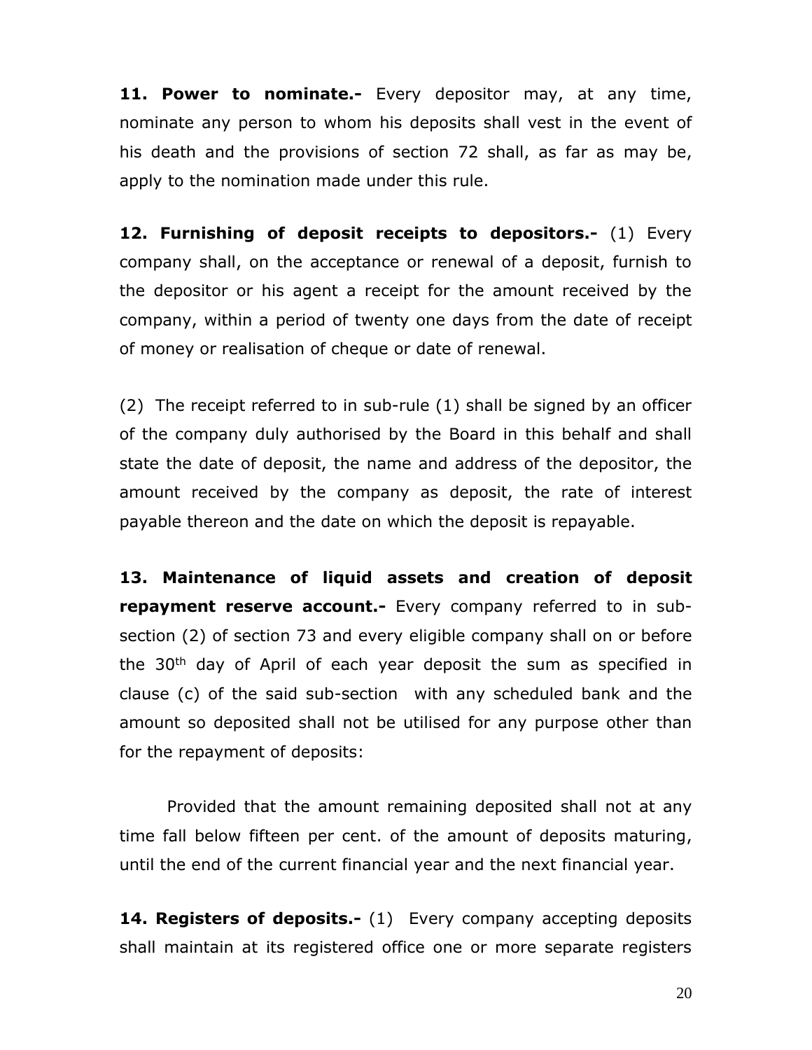**11. Power to nominate.-** Every depositor may, at any time, nominate any person to whom his deposits shall vest in the event of his death and the provisions of section 72 shall, as far as may be, apply to the nomination made under this rule.

**12. Furnishing of deposit receipts to depositors.-** (1) Every company shall, on the acceptance or renewal of a deposit, furnish to the depositor or his agent a receipt for the amount received by the company, within a period of twenty one days from the date of receipt of money or realisation of cheque or date of renewal.

(2) The receipt referred to in sub-rule (1) shall be signed by an officer of the company duly authorised by the Board in this behalf and shall state the date of deposit, the name and address of the depositor, the amount received by the company as deposit, the rate of interest payable thereon and the date on which the deposit is repayable.

**13. Maintenance of liquid assets and creation of deposit repayment reserve account.-** Every company referred to in sub-section (2) of section 73 and every eligible company shall on or before the 30th day of April of each year deposit the sum as specified in clause (c) of the said sub-section with any scheduled bank and the amount so deposited shall not be utilised for any purpose other than for the repayment of deposits:

Provided that the amount remaining deposited shall not at any time fall below fifteen per cent. of the amount of deposits maturing, until the end of the current financial year and the next financial year.

**14. Registers of deposits.-** (1) Every company accepting deposits shall maintain at its registered office one or more separate registers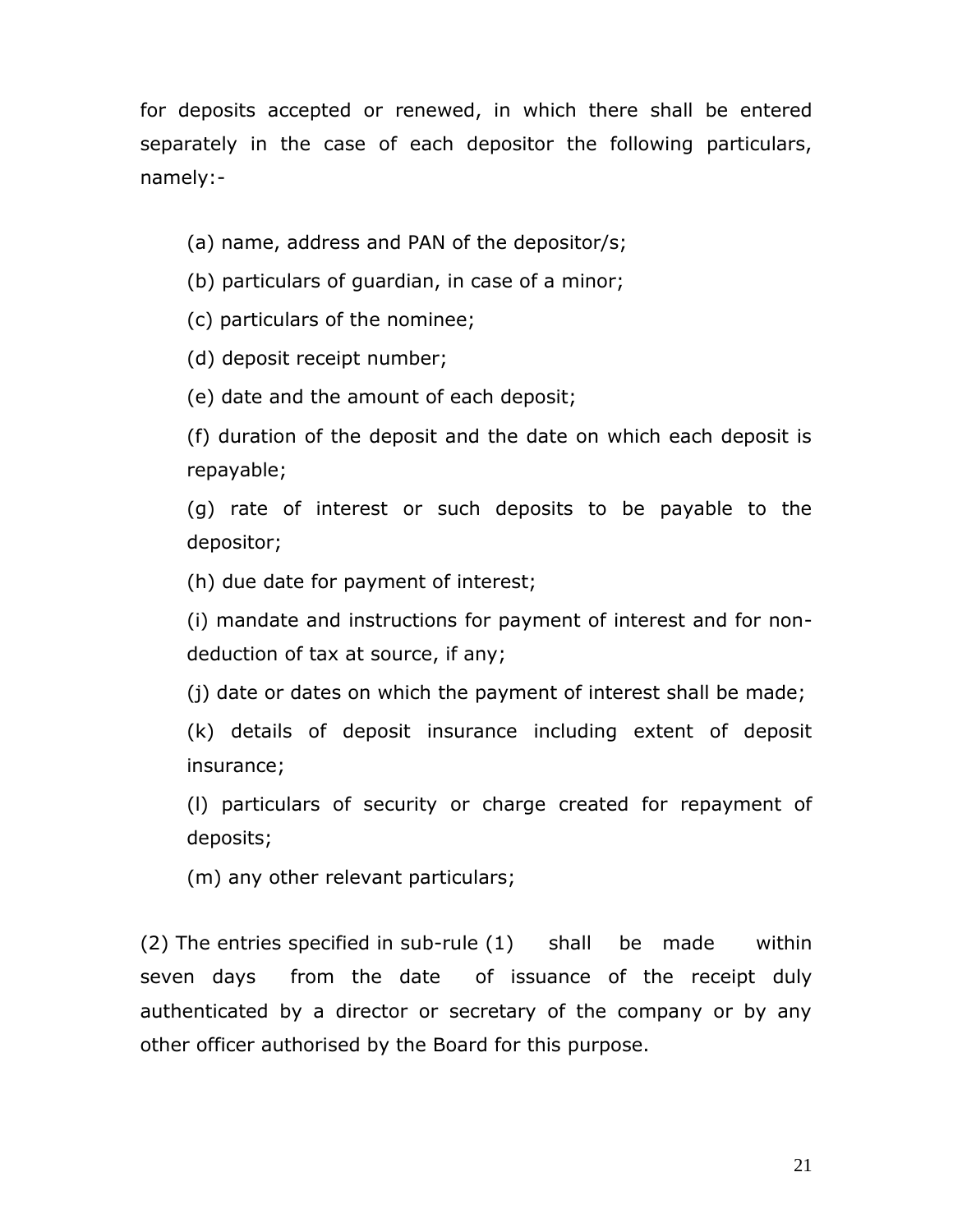for deposits accepted or renewed, in which there shall be entered separately in the case of each depositor the following particulars, namely:-

(a) name, address and PAN of the depositor/s;

(b) particulars of guardian, in case of a minor;

(c) particulars of the nominee;

(d) deposit receipt number;

(e) date and the amount of each deposit;

(f) duration of the deposit and the date on which each deposit is repayable;

(g) rate of interest or such deposits to be payable to the depositor;

(h) due date for payment of interest;

(i) mandate and instructions for payment of interest and for non-deduction of tax at source, if any;

(j) date or dates on which the payment of interest shall be made;

(k) details of deposit insurance including extent of deposit insurance;

(l) particulars of security or charge created for repayment of deposits;

(m) any other relevant particulars;

(2) The entries specified in sub-rule (1) shall be made within seven days from the date of issuance of the receipt duly authenticated by a director or secretary of the company or by any other officer authorised by the Board for this purpose.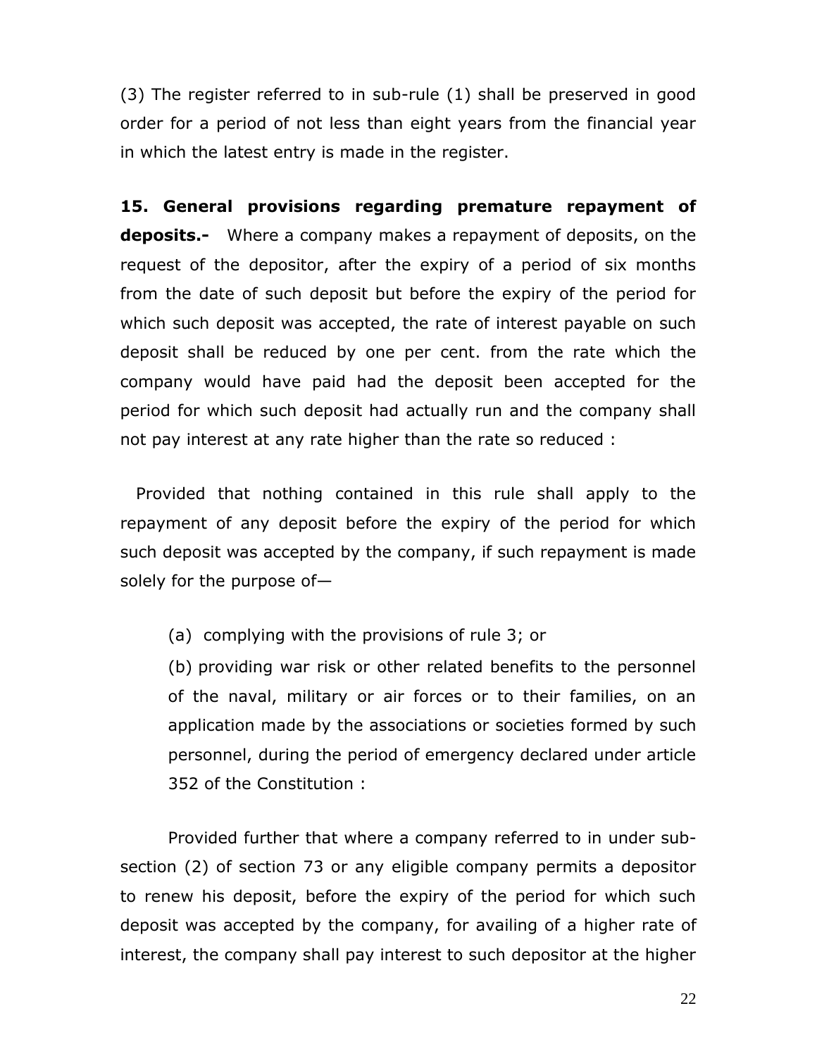(3) The register referred to in sub-rule (1) shall be preserved in good order for a period of not less than eight years from the financial year in which the latest entry is made in the register.

**15. General provisions regarding premature repayment of deposits.-** Where a company makes a repayment of deposits, on the request of the depositor, after the expiry of a period of six months from the date of such deposit but before the expiry of the period for which such deposit was accepted, the rate of interest payable on such deposit shall be reduced by one per cent. from the rate which the company would have paid had the deposit been accepted for the period for which such deposit had actually run and the company shall not pay interest at any rate higher than the rate so reduced :

Provided that nothing contained in this rule shall apply to the repayment of any deposit before the expiry of the period for which such deposit was accepted by the company, if such repayment is made solely for the purpose of—

(a) complying with the provisions of rule 3; or

(b) providing war risk or other related benefits to the personnel of the naval, military or air forces or to their families, on an application made by the associations or societies formed by such personnel, during the period of emergency declared under article 352 of the Constitution :

Provided further that where a company referred to in under sub-section (2) of section 73 or any eligible company permits a depositor to renew his deposit, before the expiry of the period for which such deposit was accepted by the company, for availing of a higher rate of interest, the company shall pay interest to such depositor at the higher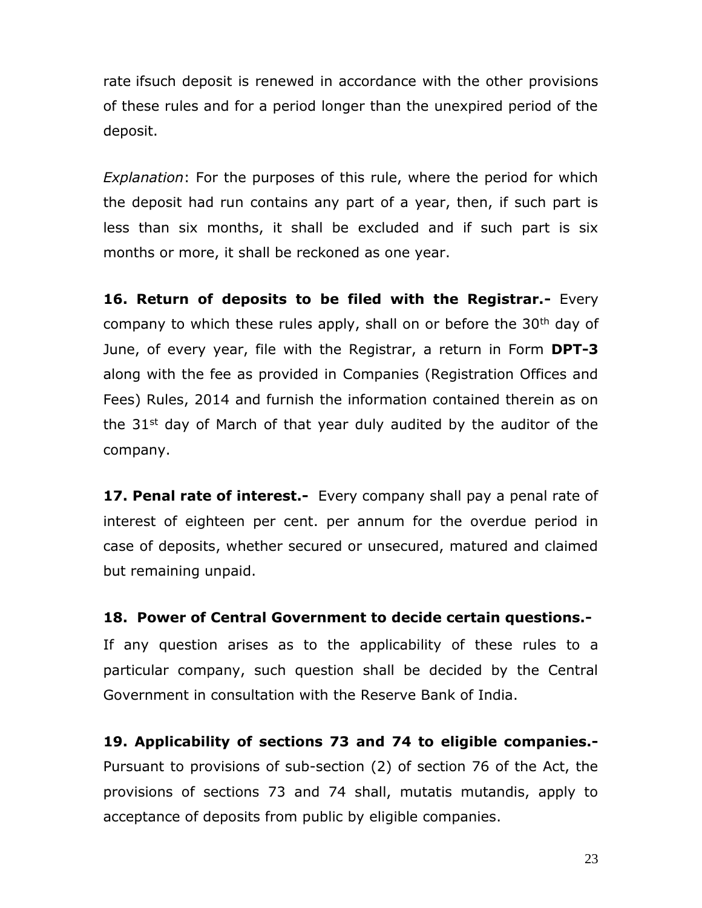rate ifsuch deposit is renewed in accordance with the other provisions of these rules and for a period longer than the unexpired period of the deposit.

*Explanation*: For the purposes of this rule, where the period for which the deposit had run contains any part of a year, then, if such part is less than six months, it shall be excluded and if such part is six months or more, it shall be reckoned as one year.

**16. Return of deposits to be filed with the Registrar.-** Every company to which these rules apply, shall on or before the 30th day of June, of every year, file with the Registrar, a return in Form **DPT-3** along with the fee as provided in Companies (Registration Offices and Fees) Rules, 2014 and furnish the information contained therein as on the 31st day of March of that year duly audited by the auditor of the company.

**17. Penal rate of interest.-** Every company shall pay a penal rate of interest of eighteen per cent. per annum for the overdue period in case of deposits, whether secured or unsecured, matured and claimed but remaining unpaid.

**18. Power of Central Government to decide certain questions.-** If any question arises as to the applicability of these rules to a particular company, such question shall be decided by the Central Government in consultation with the Reserve Bank of India.

**19. Applicability of sections 73 and 74 to eligible companies.-** Pursuant to provisions of sub-section (2) of section 76 of the Act, the provisions of sections 73 and 74 shall, mutatis mutandis, apply to acceptance of deposits from public by eligible companies.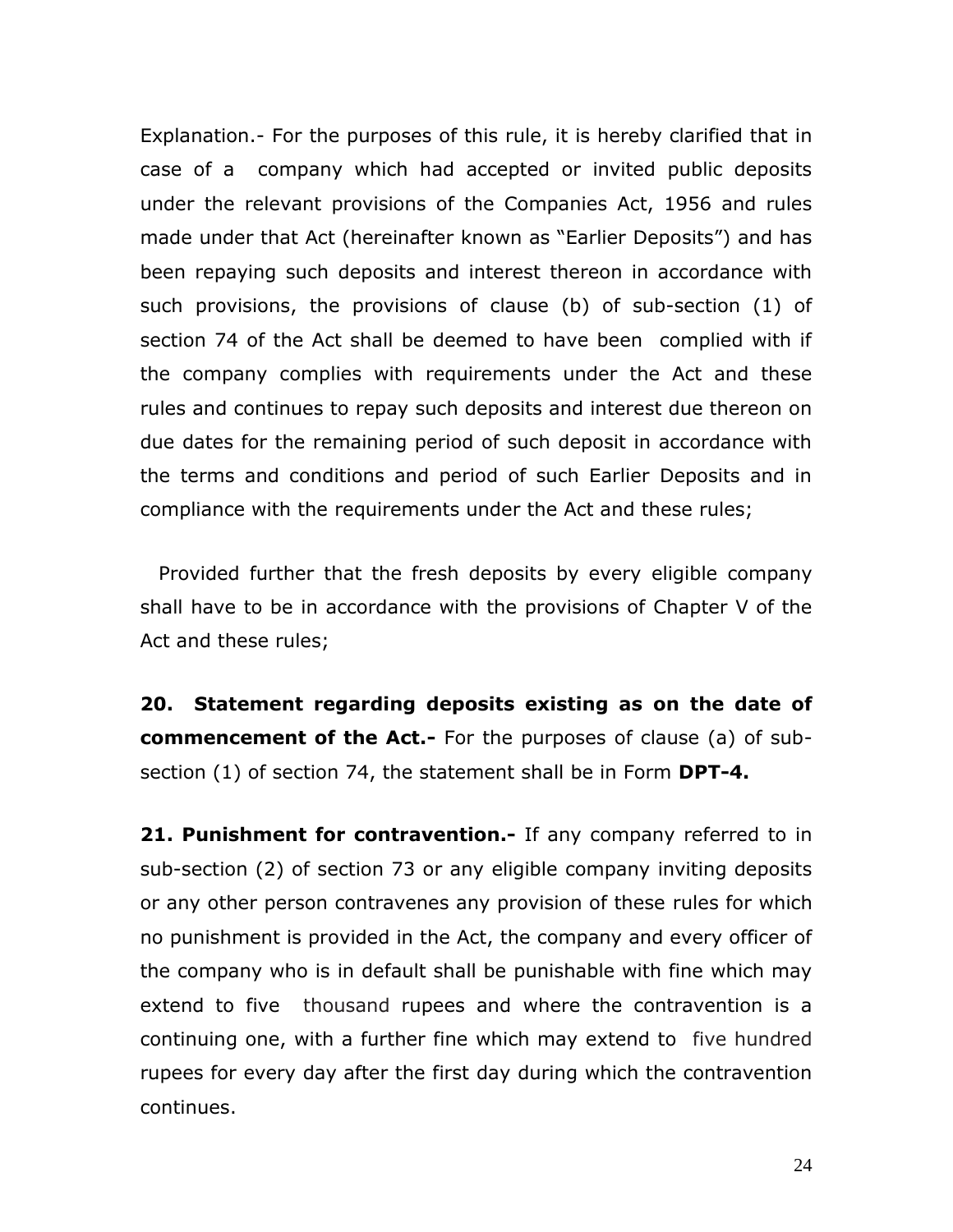Explanation.- For the purposes of this rule, it is hereby clarified that in case of a company which had accepted or invited public deposits under the relevant provisions of the Companies Act, 1956 and rules made under that Act (hereinafter known as "Earlier Deposits") and has been repaying such deposits and interest thereon in accordance with such provisions, the provisions of clause (b) of sub-section (1) of section 74 of the Act shall be deemed to have been complied with if the company complies with requirements under the Act and these rules and continues to repay such deposits and interest due thereon on due dates for the remaining period of such deposit in accordance with the terms and conditions and period of such Earlier Deposits and in compliance with the requirements under the Act and these rules;

Provided further that the fresh deposits by every eligible company shall have to be in accordance with the provisions of Chapter V of the Act and these rules;

**20. Statement regarding deposits existing as on the date of commencement of the Act.-** For the purposes of clause (a) of sub-section (1) of section 74, the statement shall be in Form **DPT-4.**

**21. Punishment for contravention.-** If any company referred to in sub-section (2) of section 73 or any eligible company inviting deposits or any other person contravenes any provision of these rules for which no punishment is provided in the Act, the company and every officer of the company who is in default shall be punishable with fine which may extend to five thousand rupees and where the contravention is a continuing one, with a further fine which may extend to five hundred rupees for every day after the first day during which the contravention continues.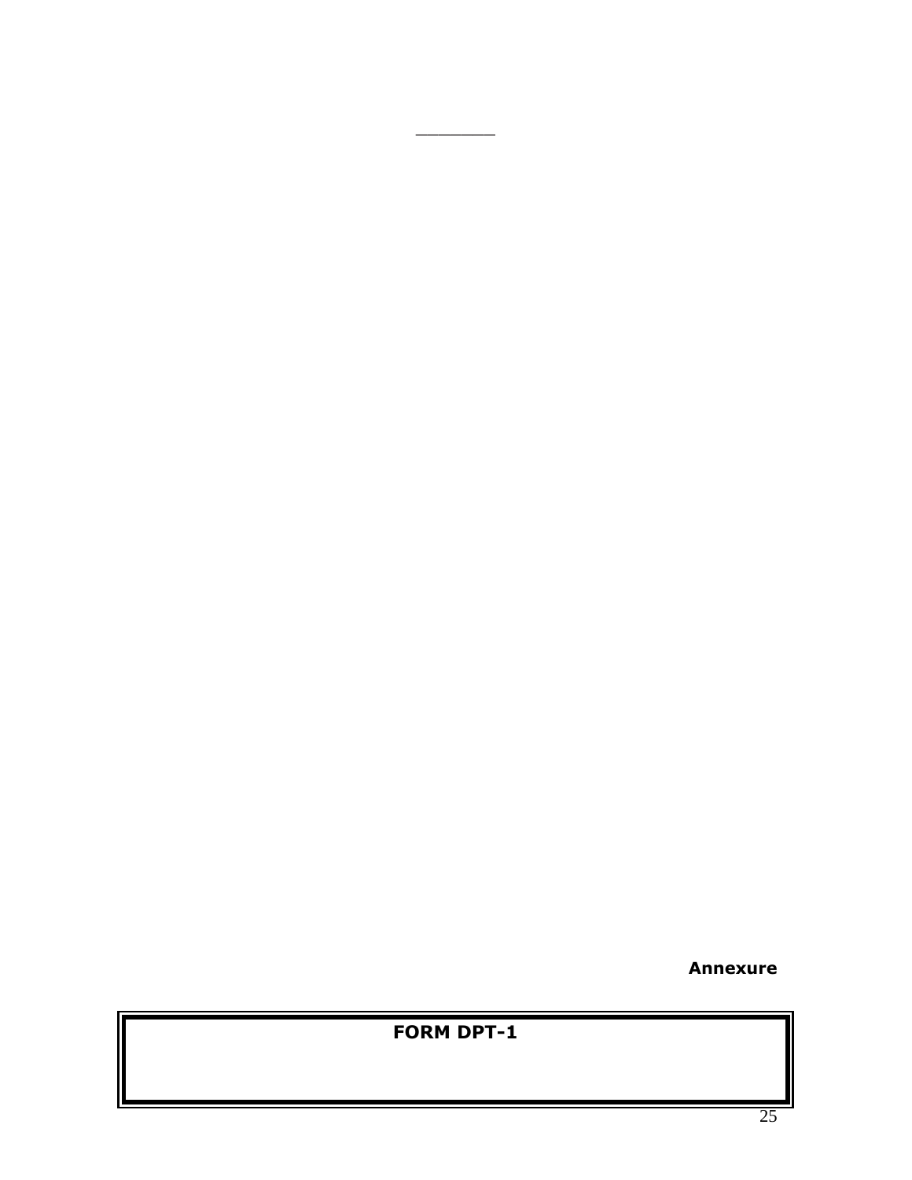**Annexure**

**FORM DPT-1**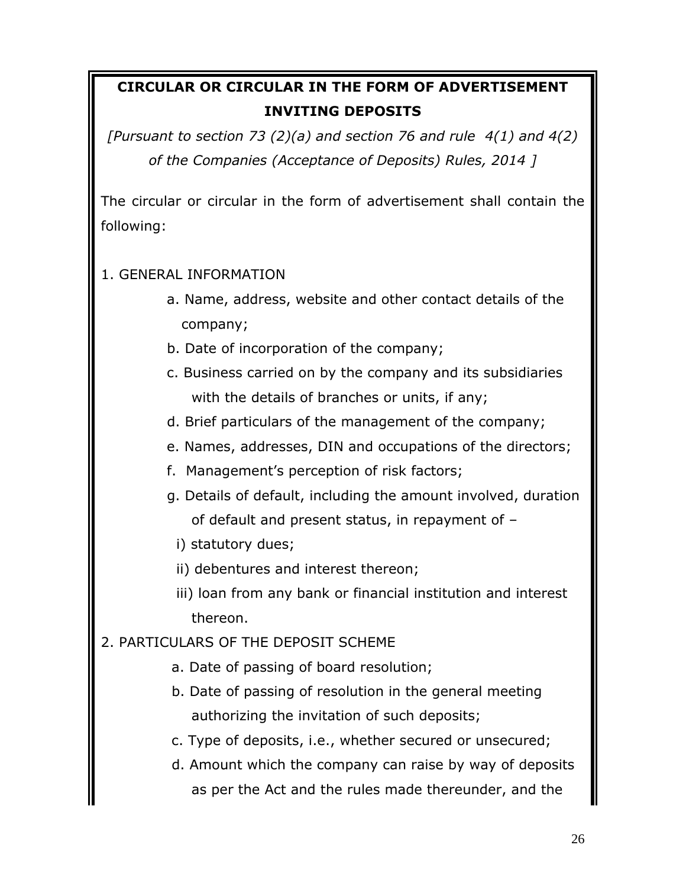# CIRCULAR OR CIRCULAR IN THE FORM OF ADVERTISEMENT INVITING DEPOSITS

*[Pursuant to section 73 (2)(a) and section 76 and rule 4(1) and 4(2) of the Companies (Acceptance of Deposits) Rules, 2014 ]*

The circular or circular in the form of advertisement shall contain the following:

1. GENERAL INFORMATION
   - a. Name, address, website and other contact details of the company;
   - b. Date of incorporation of the company;
   - c. Business carried on by the company and its subsidiaries with the details of branches or units, if any;
   - d. Brief particulars of the management of the company;
   - e. Names, addresses, DIN and occupations of the directors;
   - f. Management's perception of risk factors;
   - g. Details of default, including the amount involved, duration of default and present status, in repayment of –
     - i) statutory dues;
     - ii) debentures and interest thereon;
     - iii) loan from any bank or financial institution and interest thereon.
2. PARTICULARS OF THE DEPOSIT SCHEME
   - a. Date of passing of board resolution;
   - b. Date of passing of resolution in the general meeting authorizing the invitation of such deposits;
   - c. Type of deposits, i.e., whether secured or unsecured;
   - d. Amount which the company can raise by way of deposits as per the Act and the rules made thereunder, and the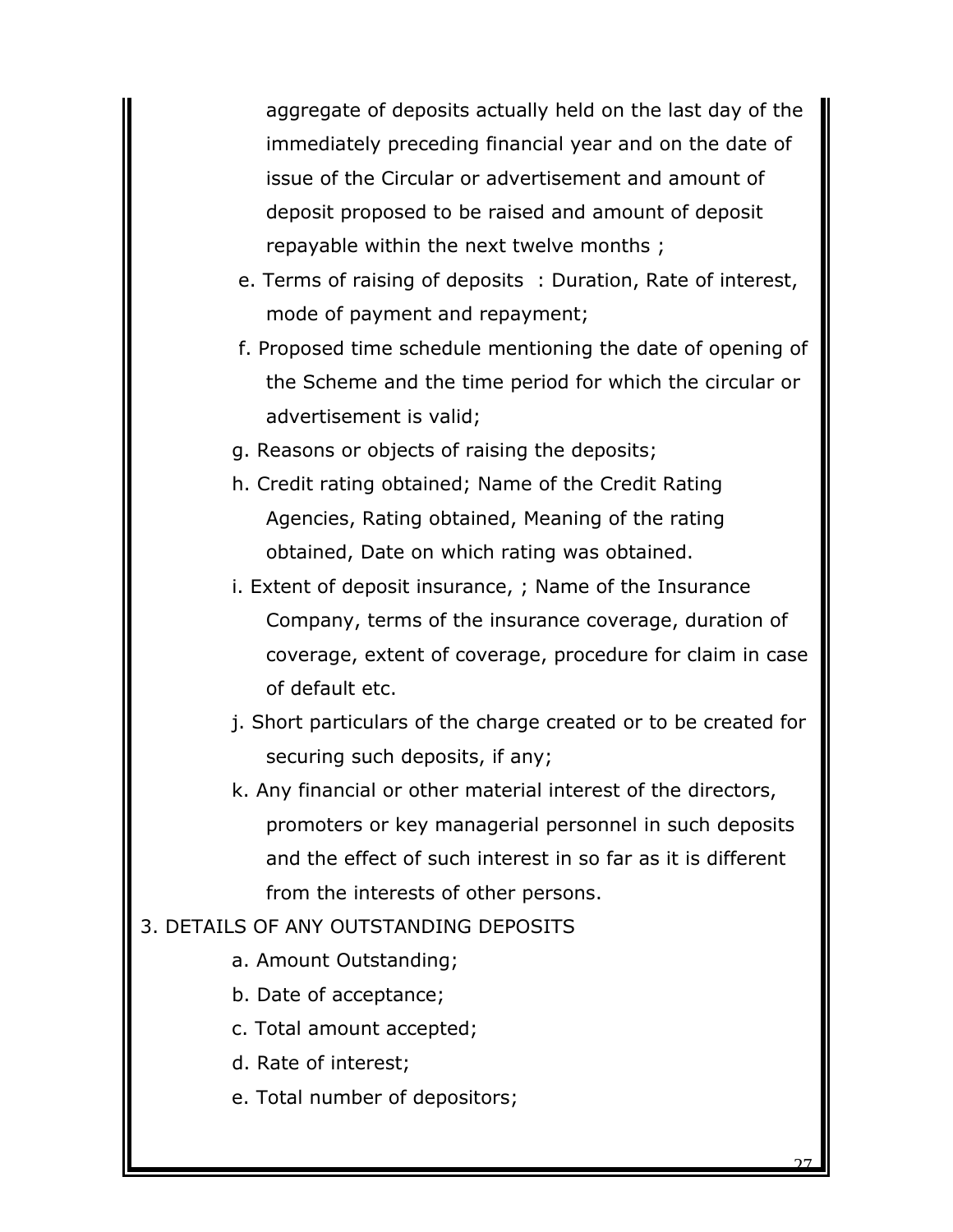aggregate of deposits actually held on the last day of the immediately preceding financial year and on the date of issue of the Circular or advertisement and amount of deposit proposed to be raised and amount of deposit repayable within the next twelve months ;

e. Terms of raising of deposits : Duration, Rate of interest, mode of payment and repayment;

f. Proposed time schedule mentioning the date of opening of the Scheme and the time period for which the circular or advertisement is valid;

g. Reasons or objects of raising the deposits;

h. Credit rating obtained; Name of the Credit Rating Agencies, Rating obtained, Meaning of the rating obtained, Date on which rating was obtained.

i. Extent of deposit insurance, ; Name of the Insurance Company, terms of the insurance coverage, duration of coverage, extent of coverage, procedure for claim in case of default etc.

j. Short particulars of the charge created or to be created for securing such deposits, if any;

k. Any financial or other material interest of the directors, promoters or key managerial personnel in such deposits and the effect of such interest in so far as it is different from the interests of other persons.

3. DETAILS OF ANY OUTSTANDING DEPOSITS

a. Amount Outstanding;

b. Date of acceptance;

c. Total amount accepted;

d. Rate of interest;

e. Total number of depositors;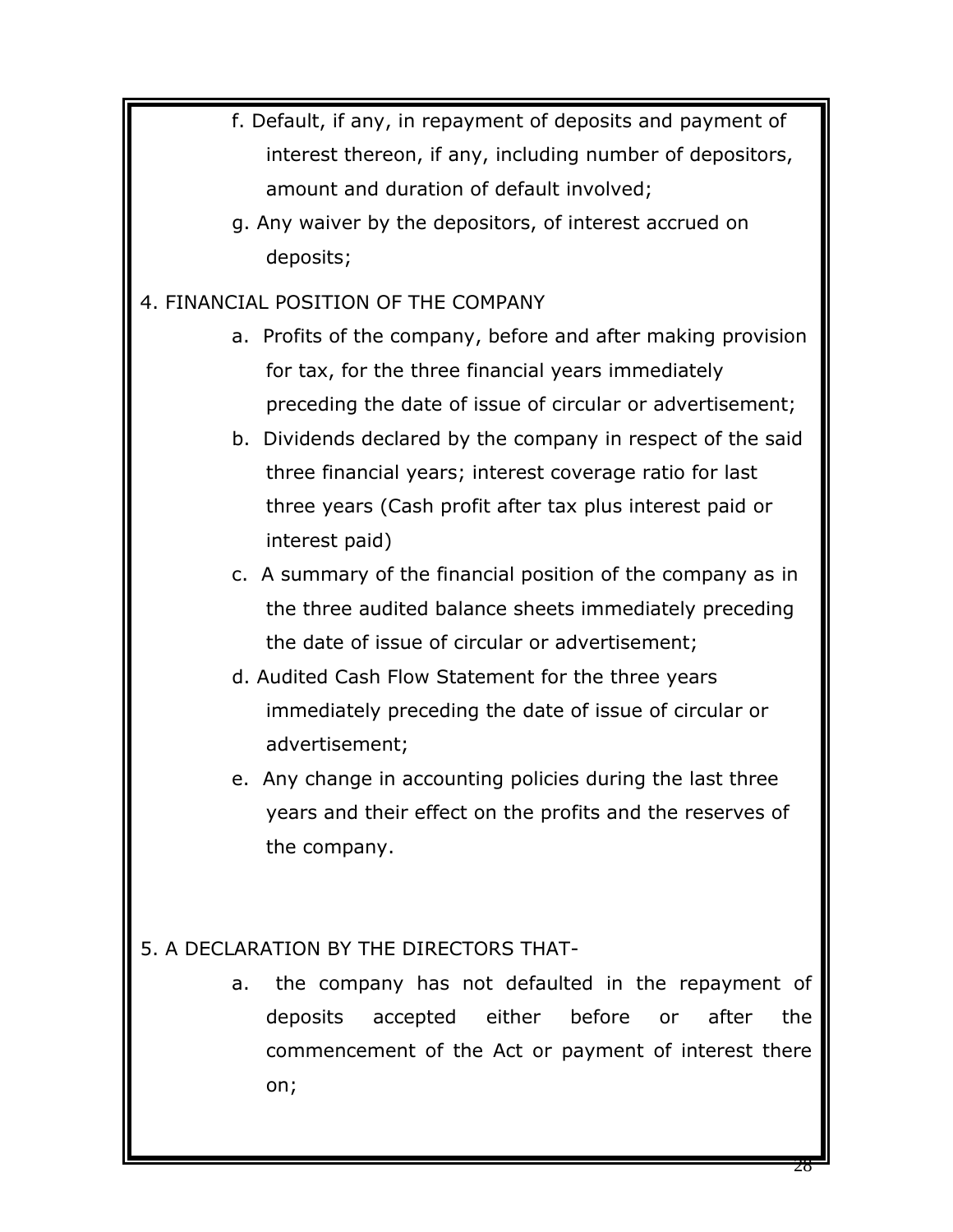f. Default, if any, in repayment of deposits and payment of interest thereon, if any, including number of depositors, amount and duration of default involved;

g. Any waiver by the depositors, of interest accrued on deposits;

4. FINANCIAL POSITION OF THE COMPANY

a. Profits of the company, before and after making provision for tax, for the three financial years immediately preceding the date of issue of circular or advertisement;

b. Dividends declared by the company in respect of the said three financial years; interest coverage ratio for last three years (Cash profit after tax plus interest paid or interest paid)

c. A summary of the financial position of the company as in the three audited balance sheets immediately preceding the date of issue of circular or advertisement;

d. Audited Cash Flow Statement for the three years immediately preceding the date of issue of circular or advertisement;

e. Any change in accounting policies during the last three years and their effect on the profits and the reserves of the company.

5. A DECLARATION BY THE DIRECTORS THAT-

a. the company has not defaulted in the repayment of deposits accepted either before or after the commencement of the Act or payment of interest there on;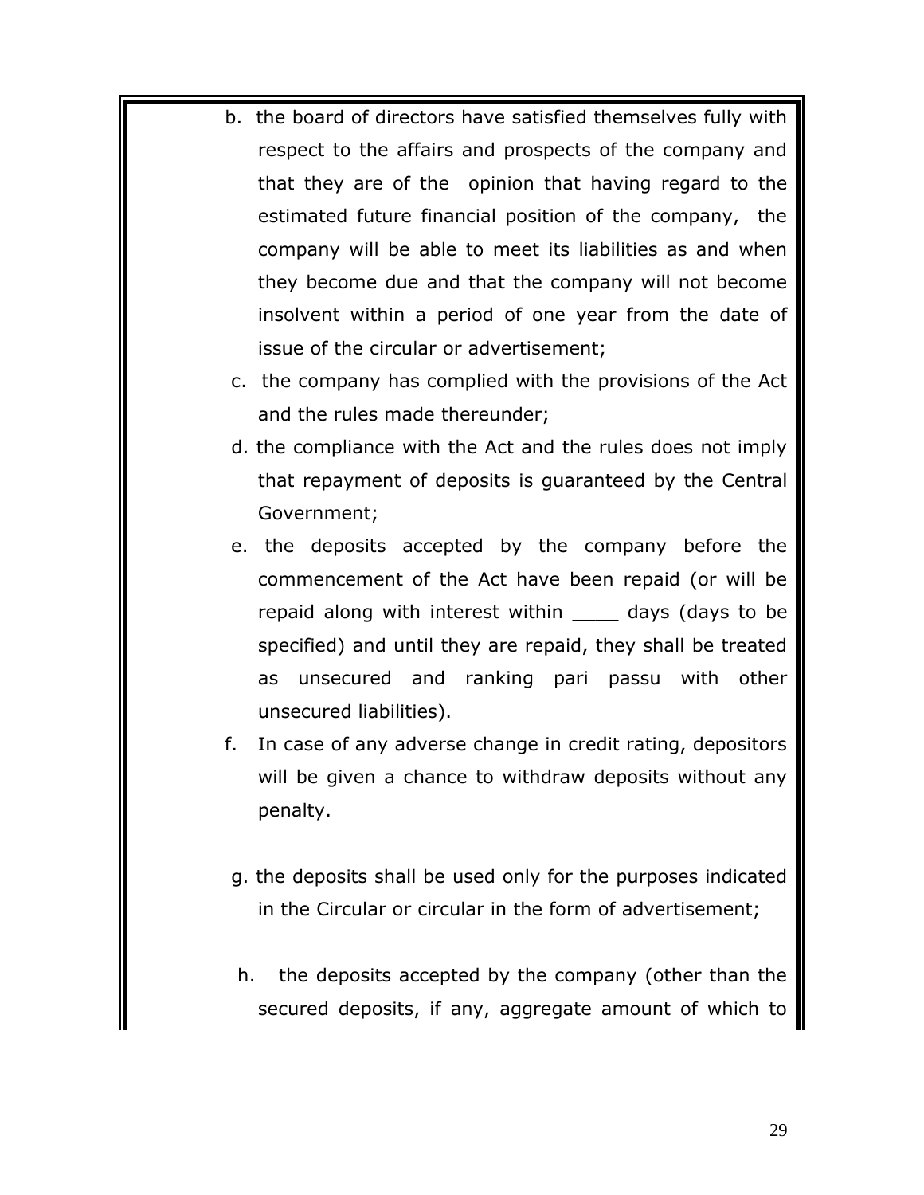b. the board of directors have satisfied themselves fully with respect to the affairs and prospects of the company and that they are of the opinion that having regard to the estimated future financial position of the company, the company will be able to meet its liabilities as and when they become due and that the company will not become insolvent within a period of one year from the date of issue of the circular or advertisement;

c. the company has complied with the provisions of the Act and the rules made thereunder;

d. the compliance with the Act and the rules does not imply that repayment of deposits is guaranteed by the Central Government;

e. the deposits accepted by the company before the commencement of the Act have been repaid (or will be repaid along with interest within ____ days (days to be specified) and until they are repaid, they shall be treated as unsecured and ranking pari passu with other unsecured liabilities).

f. In case of any adverse change in credit rating, depositors will be given a chance to withdraw deposits without any penalty.

g. the deposits shall be used only for the purposes indicated in the Circular or circular in the form of advertisement;

h. the deposits accepted by the company (other than the secured deposits, if any, aggregate amount of which to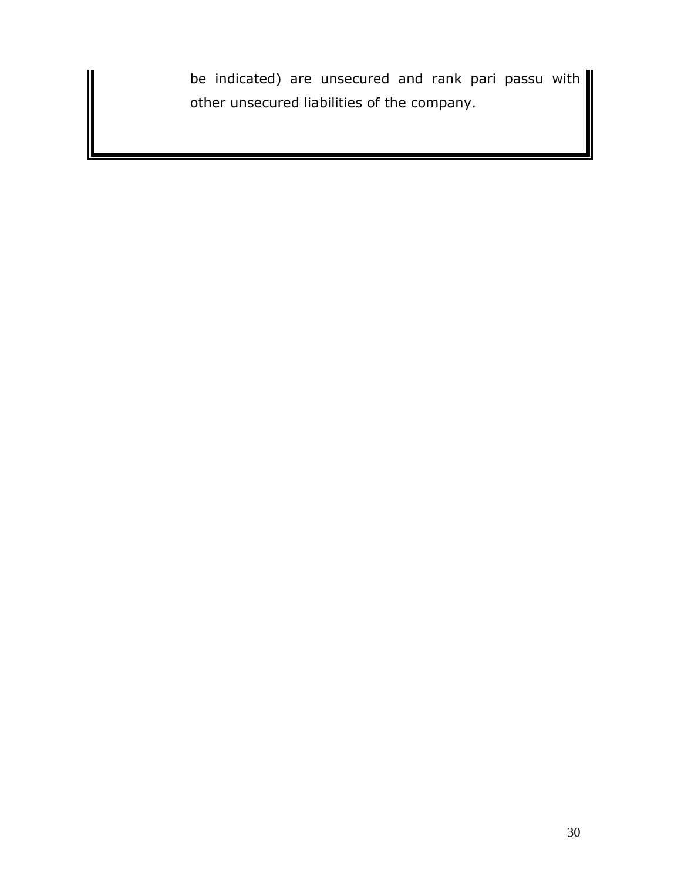be indicated) are unsecured and rank pari passu with other unsecured liabilities of the company.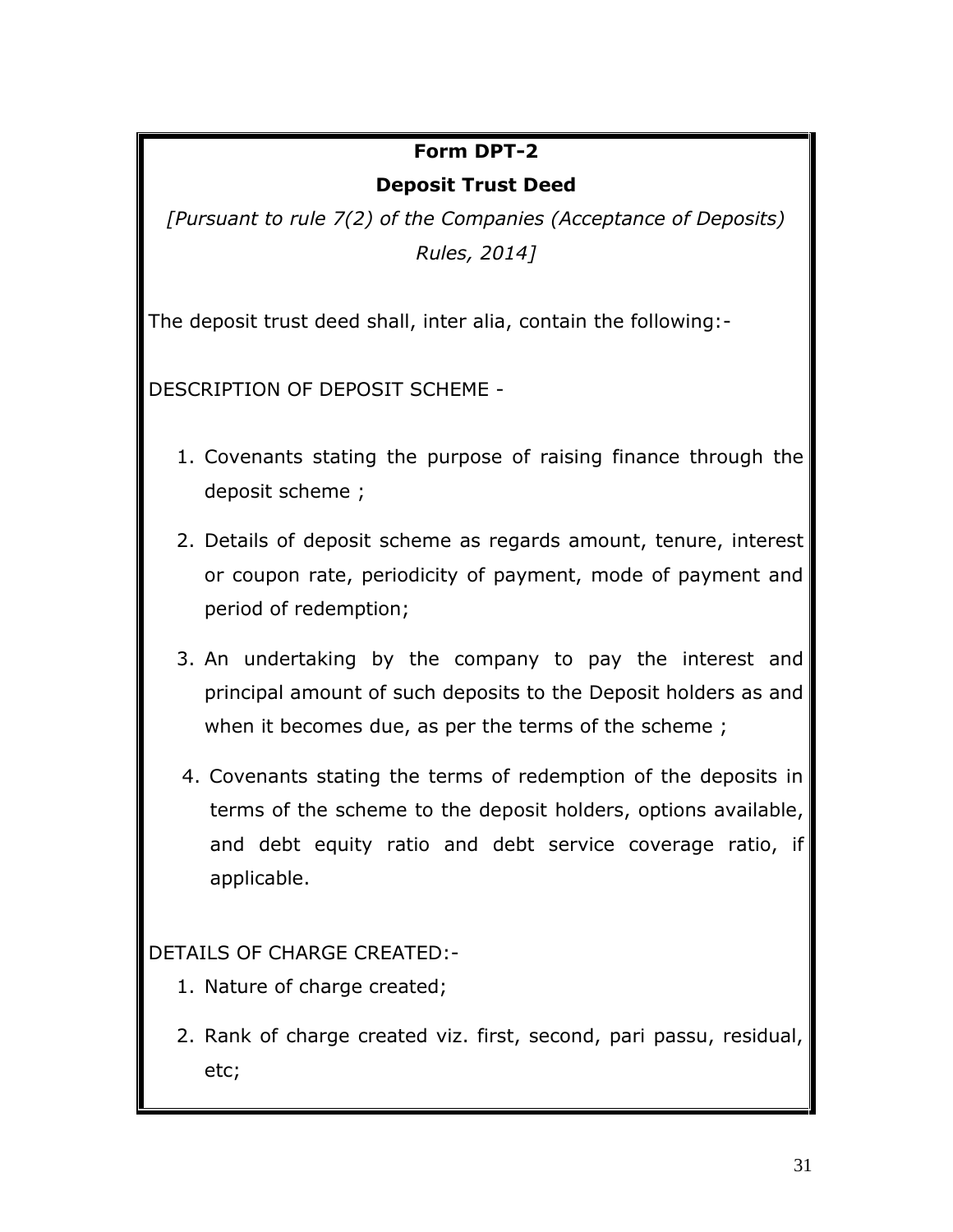**Form DPT-2**

**Deposit Trust Deed**

*[Pursuant to rule 7(2) of the Companies (Acceptance of Deposits) Rules, 2014]*

The deposit trust deed shall, inter alia, contain the following:-

DESCRIPTION OF DEPOSIT SCHEME -

1. Covenants stating the purpose of raising finance through the deposit scheme ;
2. Details of deposit scheme as regards amount, tenure, interest or coupon rate, periodicity of payment, mode of payment and period of redemption;
3. An undertaking by the company to pay the interest and principal amount of such deposits to the Deposit holders as and when it becomes due, as per the terms of the scheme ;
4. Covenants stating the terms of redemption of the deposits in terms of the scheme to the deposit holders, options available, and debt equity ratio and debt service coverage ratio, if applicable.

DETAILS OF CHARGE CREATED:-

1. Nature of charge created;
2. Rank of charge created viz. first, second, pari passu, residual, etc;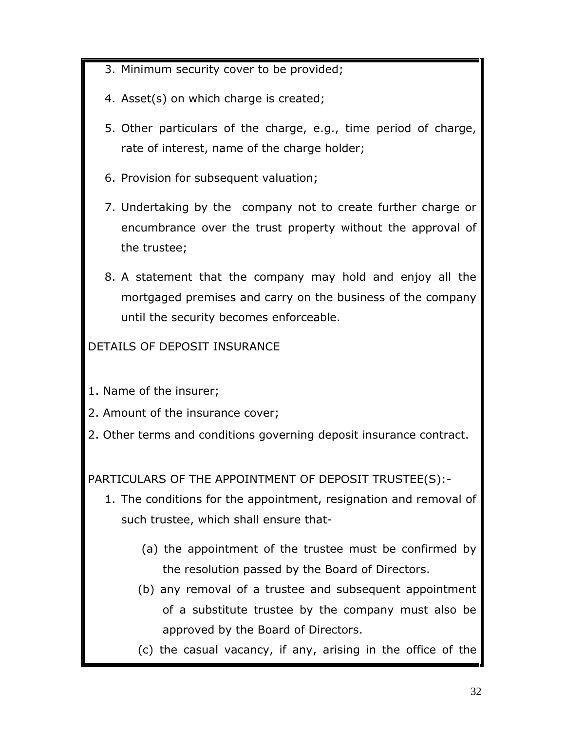3. Minimum security cover to be provided;

4. Asset(s) on which charge is created;

5. Other particulars of the charge, e.g., time period of charge, rate of interest, name of the charge holder;

6. Provision for subsequent valuation;

7. Undertaking by the company not to create further charge or encumbrance over the trust property without the approval of the trustee;

8. A statement that the company may hold and enjoy all the mortgaged premises and carry on the business of the company until the security becomes enforceable.

DETAILS OF DEPOSIT INSURANCE

1. Name of the insurer;
2. Amount of the insurance cover;
2. Other terms and conditions governing deposit insurance contract.

PARTICULARS OF THE APPOINTMENT OF DEPOSIT TRUSTEE(S):-

1. The conditions for the appointment, resignation and removal of such trustee, which shall ensure that-

   (a) the appointment of the trustee must be confirmed by the resolution passed by the Board of Directors.

   (b) any removal of a trustee and subsequent appointment of a substitute trustee by the company must also be approved by the Board of Directors.

   (c) the casual vacancy, if any, arising in the office of the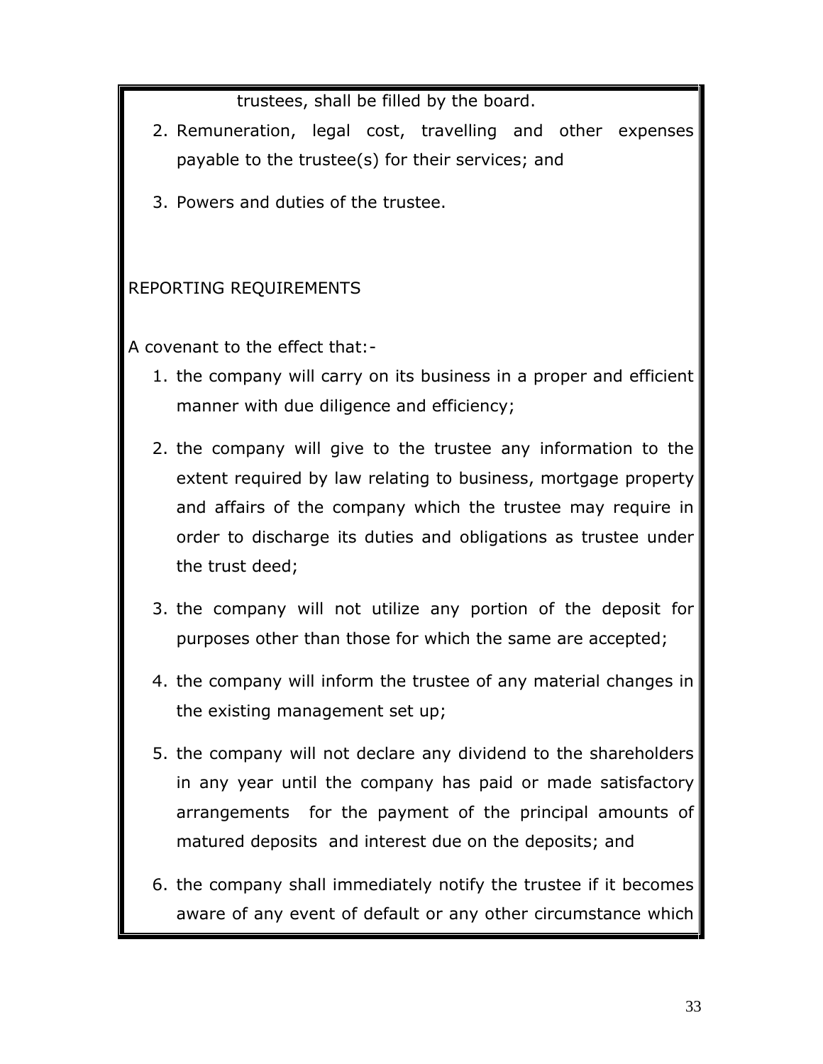trustees, shall be filled by the board.

2. Remuneration, legal cost, travelling and other expenses payable to the trustee(s) for their services; and
3. Powers and duties of the trustee.

REPORTING REQUIREMENTS

A covenant to the effect that:-

1. the company will carry on its business in a proper and efficient manner with due diligence and efficiency;
2. the company will give to the trustee any information to the extent required by law relating to business, mortgage property and affairs of the company which the trustee may require in order to discharge its duties and obligations as trustee under the trust deed;
3. the company will not utilize any portion of the deposit for purposes other than those for which the same are accepted;
4. the company will inform the trustee of any material changes in the existing management set up;
5. the company will not declare any dividend to the shareholders in any year until the company has paid or made satisfactory arrangements for the payment of the principal amounts of matured deposits and interest due on the deposits; and
6. the company shall immediately notify the trustee if it becomes aware of any event of default or any other circumstance which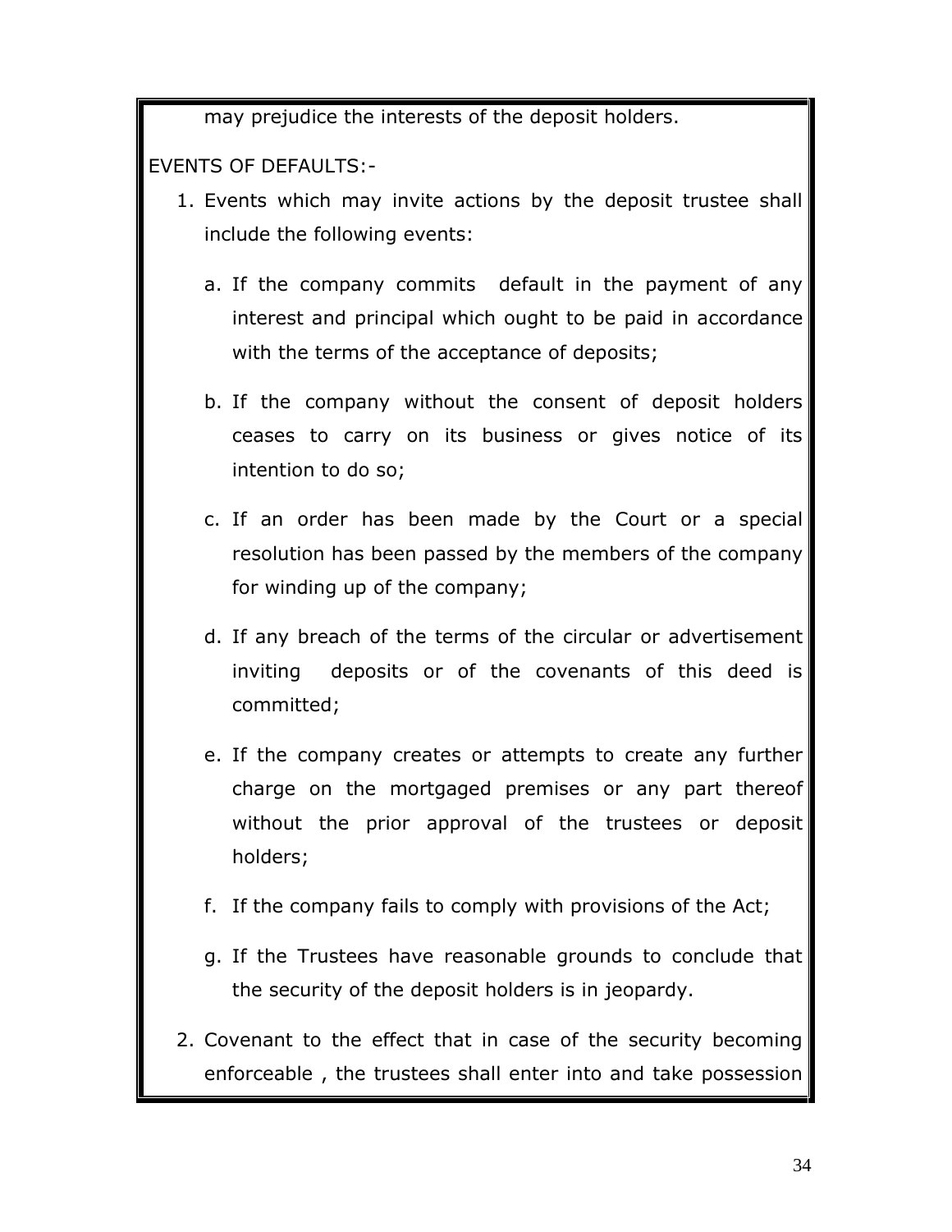may prejudice the interests of the deposit holders.

EVENTS OF DEFAULTS:-

1. Events which may invite actions by the deposit trustee shall include the following events:

   a. If the company commits default in the payment of any interest and principal which ought to be paid in accordance with the terms of the acceptance of deposits;

   b. If the company without the consent of deposit holders ceases to carry on its business or gives notice of its intention to do so;

   c. If an order has been made by the Court or a special resolution has been passed by the members of the company for winding up of the company;

   d. If any breach of the terms of the circular or advertisement inviting deposits or of the covenants of this deed is committed;

   e. If the company creates or attempts to create any further charge on the mortgaged premises or any part thereof without the prior approval of the trustees or deposit holders;

   f. If the company fails to comply with provisions of the Act;

   g. If the Trustees have reasonable grounds to conclude that the security of the deposit holders is in jeopardy.

2. Covenant to the effect that in case of the security becoming enforceable , the trustees shall enter into and take possession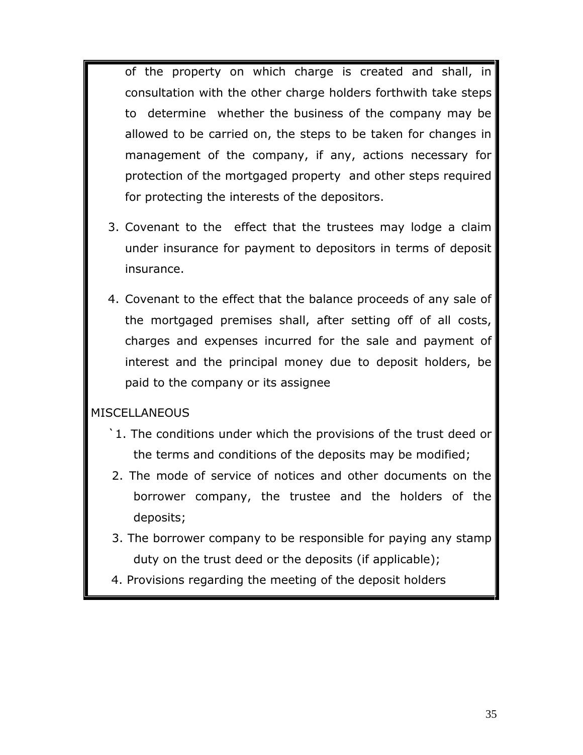of the property on which charge is created and shall, in consultation with the other charge holders forthwith take steps to determine whether the business of the company may be allowed to be carried on, the steps to be taken for changes in management of the company, if any, actions necessary for protection of the mortgaged property and other steps required for protecting the interests of the depositors.

3. Covenant to the effect that the trustees may lodge a claim under insurance for payment to depositors in terms of deposit insurance.

4. Covenant to the effect that the balance proceeds of any sale of the mortgaged premises shall, after setting off of all costs, charges and expenses incurred for the sale and payment of interest and the principal money due to deposit holders, be paid to the company or its assignee

MISCELLANEOUS

`1. The conditions under which the provisions of the trust deed or the terms and conditions of the deposits may be modified;

2. The mode of service of notices and other documents on the borrower company, the trustee and the holders of the deposits;

3. The borrower company to be responsible for paying any stamp duty on the trust deed or the deposits (if applicable);

4. Provisions regarding the meeting of the deposit holders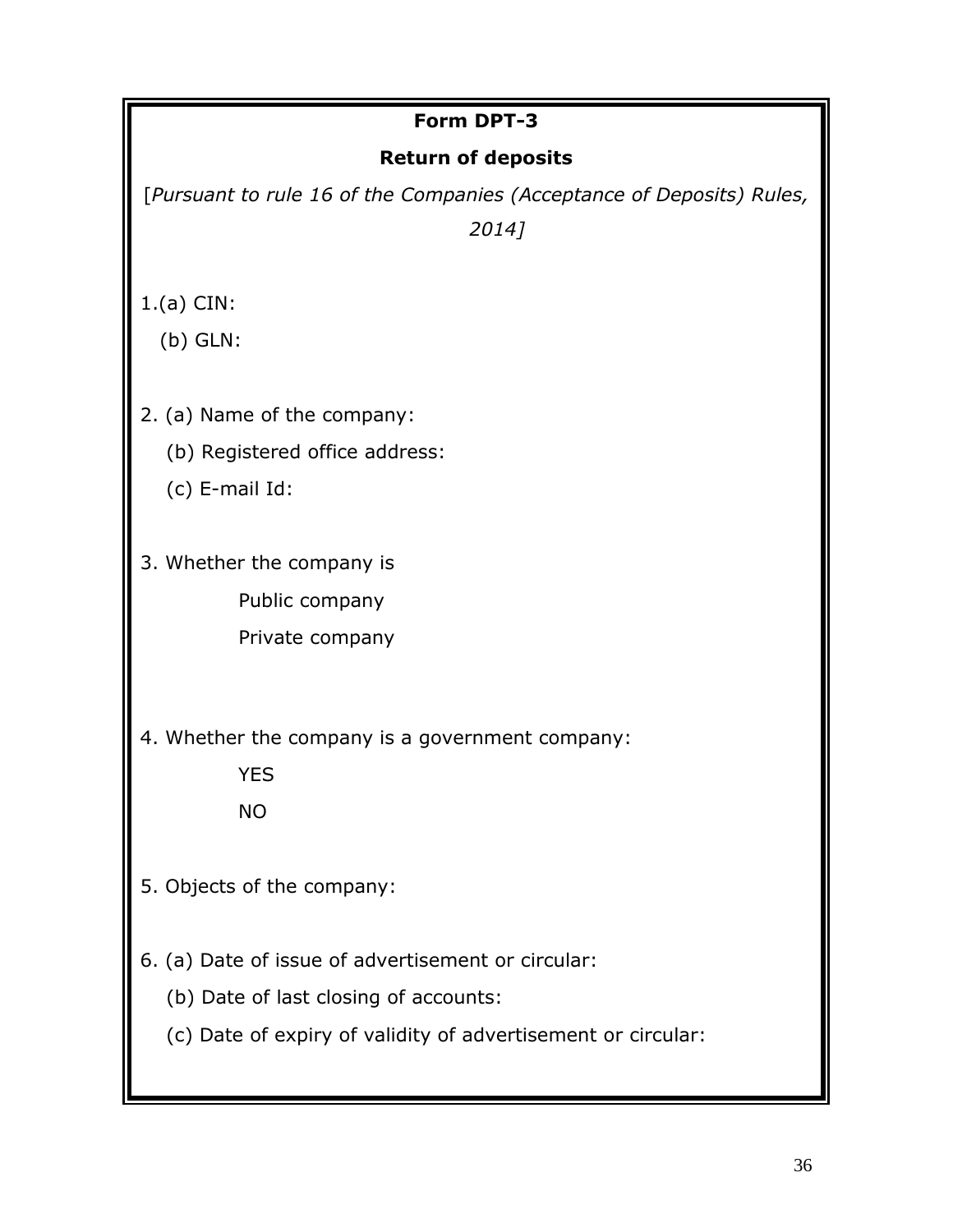**Form DPT-3**

**Return of deposits**

[*Pursuant to rule 16 of the Companies (Acceptance of Deposits) Rules, 2014]*

1.(a) CIN:

(b) GLN:

2. (a) Name of the company:

   (b) Registered office address:

   (c) E-mail Id:

3. Whether the company is

   Public company

   Private company

4. Whether the company is a government company:

   YES

   NO

5. Objects of the company:

6. (a) Date of issue of advertisement or circular:

   (b) Date of last closing of accounts:

   (c) Date of expiry of validity of advertisement or circular: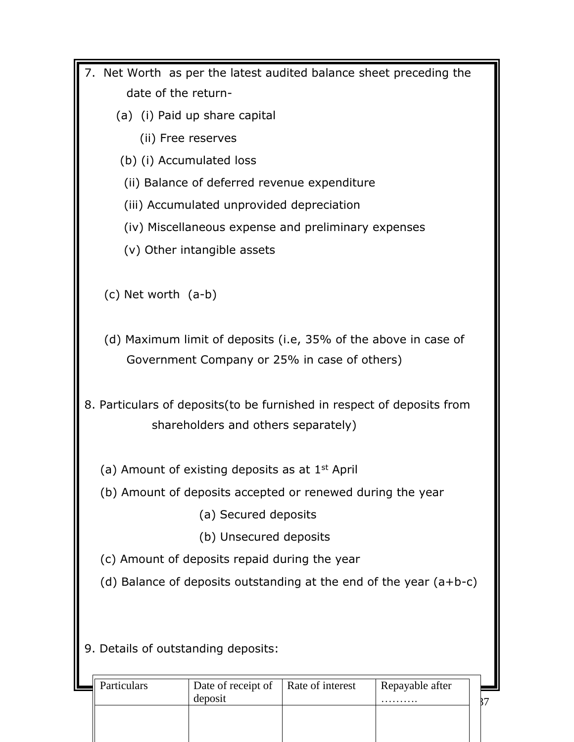7. Net Worth as per the latest audited balance sheet preceding the date of the return-

   (a) (i) Paid up share capital

   (ii) Free reserves

   (b) (i) Accumulated loss

   (ii) Balance of deferred revenue expenditure

   (iii) Accumulated unprovided depreciation

   (iv) Miscellaneous expense and preliminary expenses

   (v) Other intangible assets

   (c) Net worth (a-b)

   (d) Maximum limit of deposits (i.e, 35% of the above in case of Government Company or 25% in case of others)

8. Particulars of deposits(to be furnished in respect of deposits from shareholders and others separately)

   (a) Amount of existing deposits as at 1st April

   (b) Amount of deposits accepted or renewed during the year

   (a) Secured deposits

   (b) Unsecured deposits

   (c) Amount of deposits repaid during the year

   (d) Balance of deposits outstanding at the end of the year (a+b-c)

9. Details of outstanding deposits:

| Particulars | Date of receipt of deposit | Rate of interest | Repayable after ………. |
|---|---|---|---|
| | | | |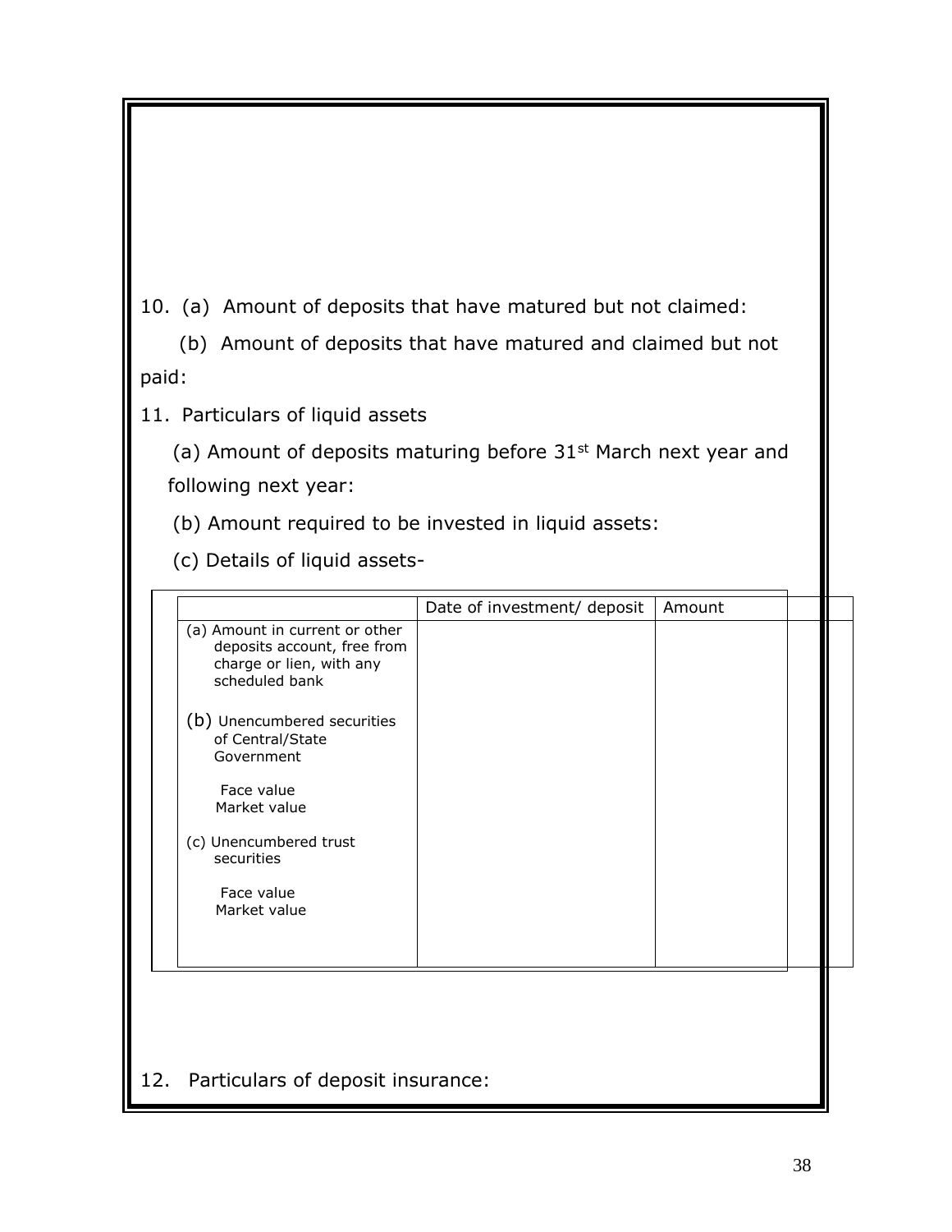10. (a) Amount of deposits that have matured but not claimed:

(b) Amount of deposits that have matured and claimed but not paid:

11. Particulars of liquid assets

(a) Amount of deposits maturing before 31st March next year and following next year:

(b) Amount required to be invested in liquid assets:

(c) Details of liquid assets-

| | Date of investment/ deposit | Amount |
|---|---|---|
| (a) Amount in current or other deposits account, free from charge or lien, with any scheduled bank | | |
| (b) Unencumbered securities of Central/State Government | | |
| Face value | | |
| Market value | | |
| (c) Unencumbered trust securities | | |
| Face value | | |
| Market value | | |

12. Particulars of deposit insurance: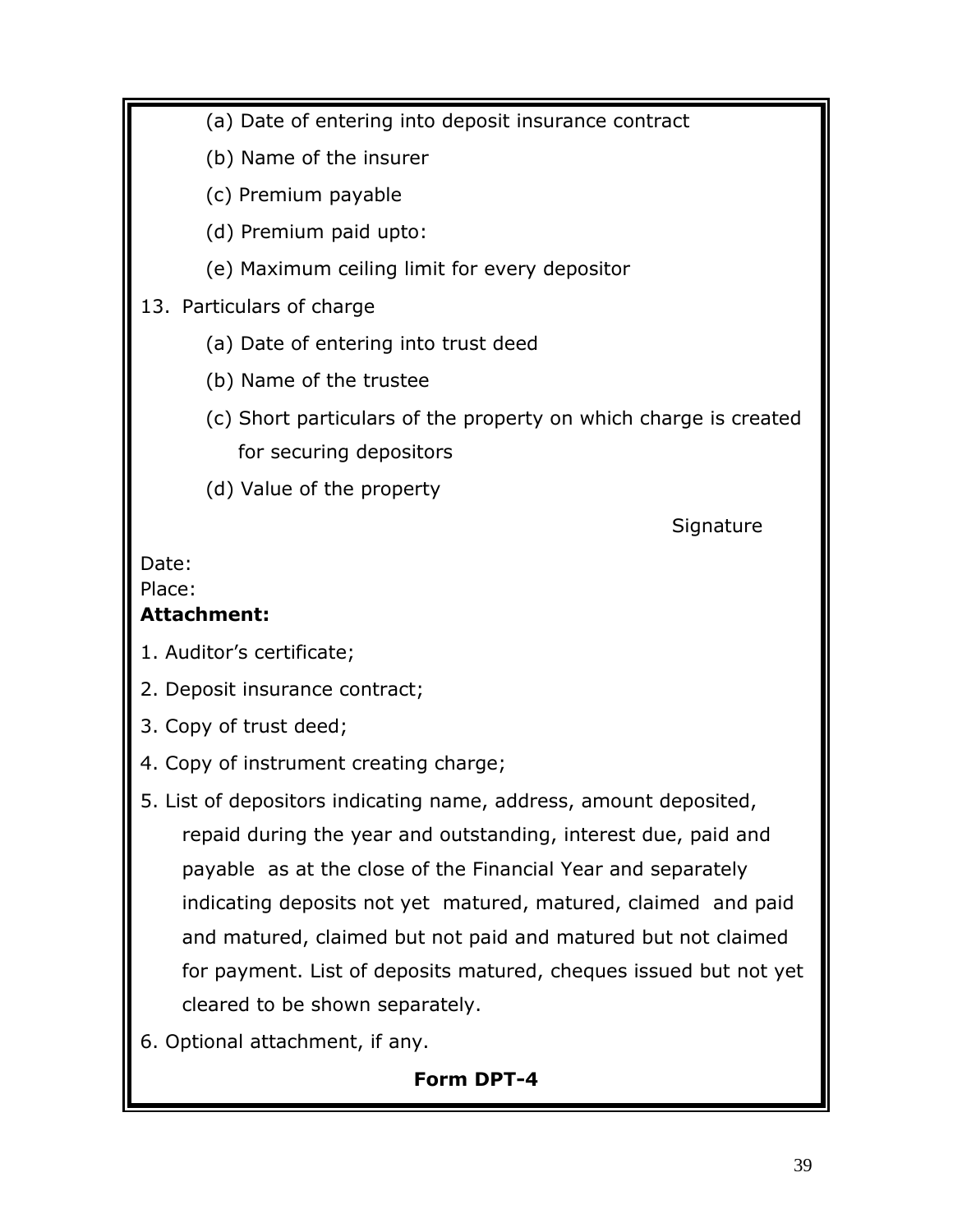(a) Date of entering into deposit insurance contract

(b) Name of the insurer

(c) Premium payable

(d) Premium paid upto:

(e) Maximum ceiling limit for every depositor

13. Particulars of charge

(a) Date of entering into trust deed

(b) Name of the trustee

(c) Short particulars of the property on which charge is created for securing depositors

(d) Value of the property

Signature

Date:
Place:

**Attachment:**

1. Auditor's certificate;
2. Deposit insurance contract;
3. Copy of trust deed;
4. Copy of instrument creating charge;
5. List of depositors indicating name, address, amount deposited, repaid during the year and outstanding, interest due, paid and payable as at the close of the Financial Year and separately indicating deposits not yet matured, matured, claimed and paid and matured, claimed but not paid and matured but not claimed for payment. List of deposits matured, cheques issued but not yet cleared to be shown separately.
6. Optional attachment, if any.

**Form DPT-4**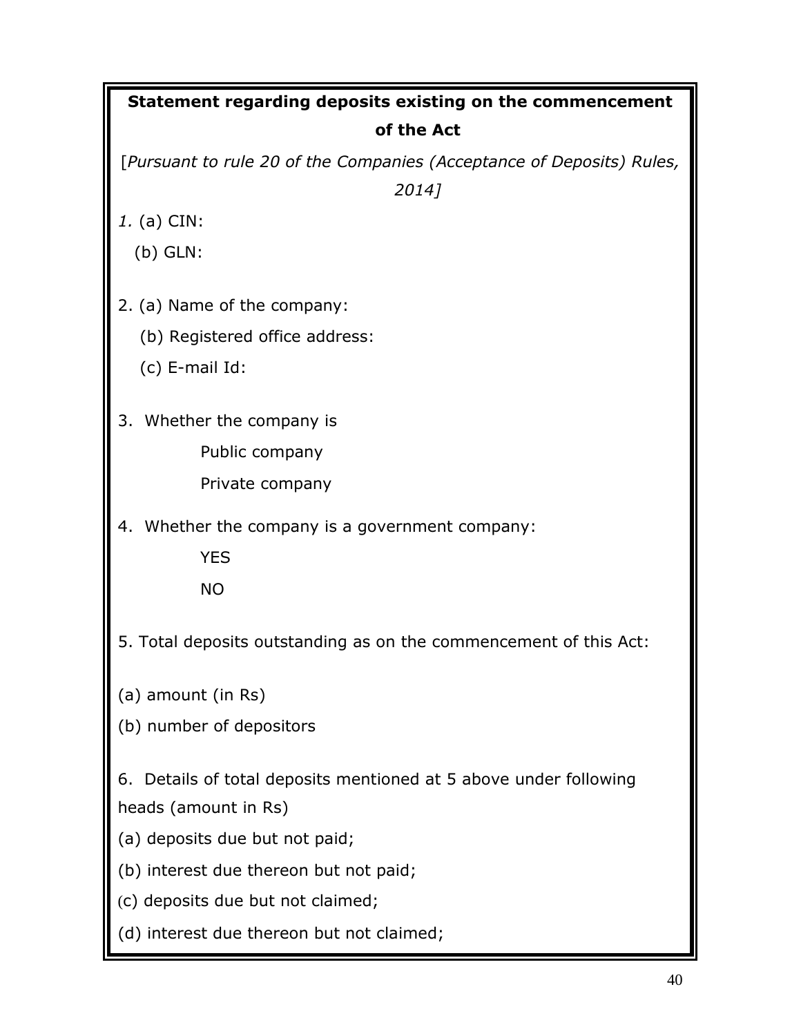## Statement regarding deposits existing on the commencement of the Act

[*Pursuant to rule 20 of the Companies (Acceptance of Deposits) Rules, 2014]*

*1.* (a) CIN:

(b) GLN:

2. (a) Name of the company:

   (b) Registered office address:

   (c) E-mail Id:

3. Whether the company is

   Public company

   Private company

4. Whether the company is a government company:

   YES

   NO

5. Total deposits outstanding as on the commencement of this Act:

(a) amount (in Rs)

(b) number of depositors

6. Details of total deposits mentioned at 5 above under following heads (amount in Rs)

(a) deposits due but not paid;

(b) interest due thereon but not paid;

(c) deposits due but not claimed;

(d) interest due thereon but not claimed;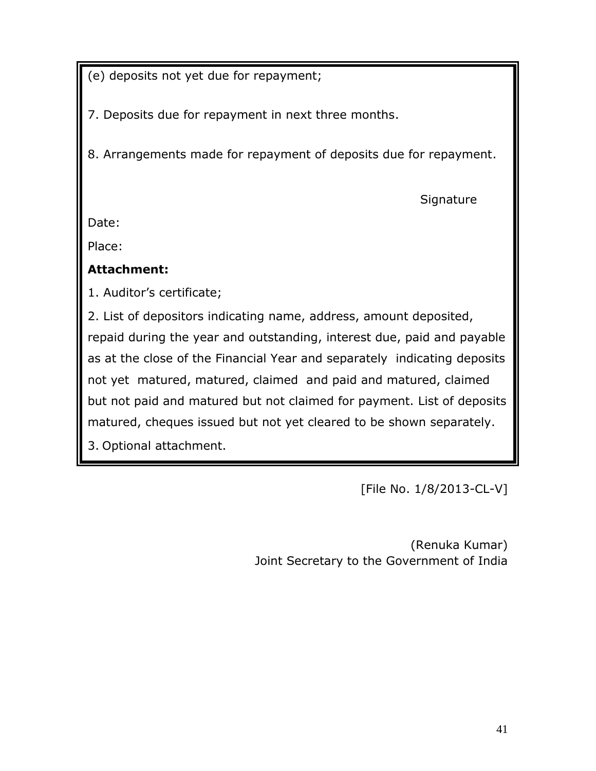(e) deposits not yet due for repayment;

7. Deposits due for repayment in next three months.

8. Arrangements made for repayment of deposits due for repayment.

Signature

Date:

Place:

**Attachment:**

1. Auditor's certificate;

2. List of depositors indicating name, address, amount deposited, repaid during the year and outstanding, interest due, paid and payable as at the close of the Financial Year and separately indicating deposits not yet matured, matured, claimed and paid and matured, claimed but not paid and matured but not claimed for payment. List of deposits matured, cheques issued but not yet cleared to be shown separately.

3. Optional attachment.

[File No. 1/8/2013-CL-V]

(Renuka Kumar)
Joint Secretary to the Government of India